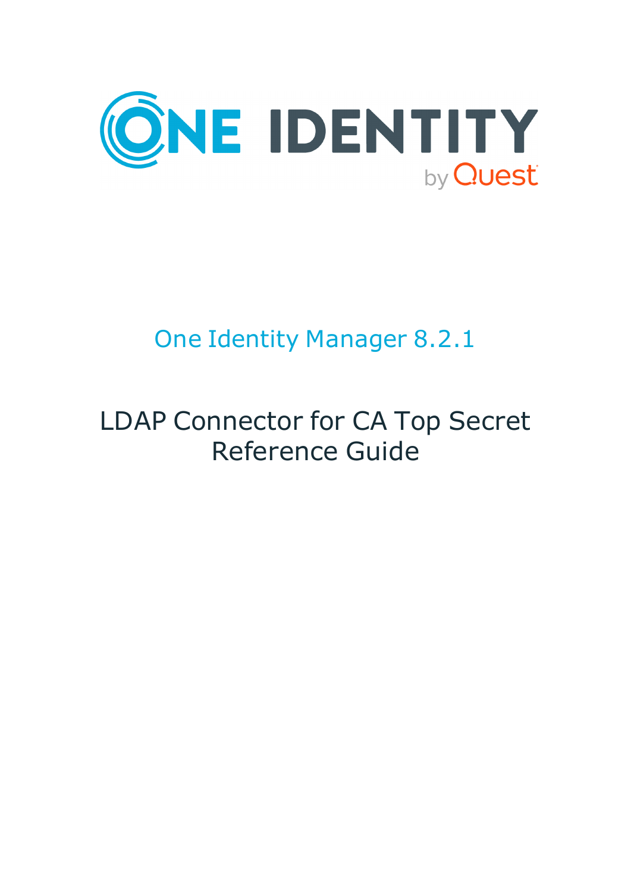ONE IDENTITY by Quest

# One Identity Manager 8.2.1

## LDAP Connector for CA Top Secret Reference Guide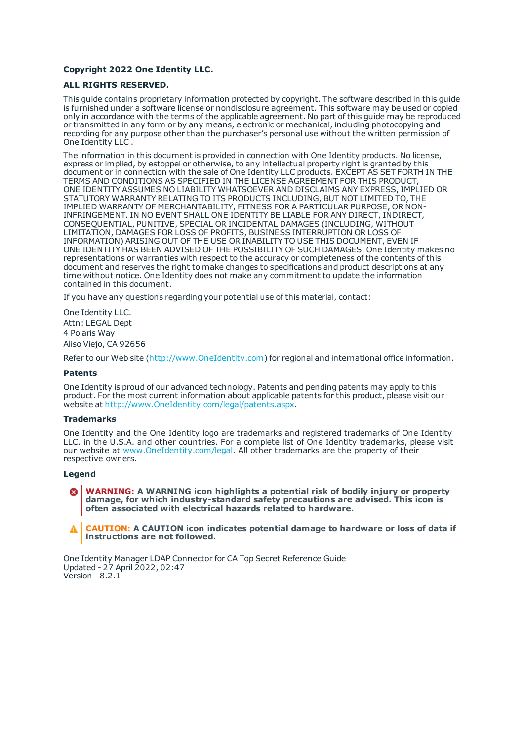**Copyright 2022 One Identity LLC.**

**ALL RIGHTS RESERVED.**

This guide contains proprietary information protected by copyright. The software described in this guide is furnished under a software license or nondisclosure agreement. This software may be used or copied only in accordance with the terms of the applicable agreement. No part of this guide may be reproduced or transmitted in any form or by any means, electronic or mechanical, including photocopying and recording for any purpose other than the purchaser's personal use without the written permission of One Identity LLC .

The information in this document is provided in connection with One Identity products. No license, express or implied, by estoppel or otherwise, to any intellectual property right is granted by this document or in connection with the sale of One Identity LLC products. EXCEPT AS SET FORTH IN THE TERMS AND CONDITIONS AS SPECIFIED IN THE LICENSE AGREEMENT FOR THIS PRODUCT, ONE IDENTITY ASSUMES NO LIABILITY WHATSOEVER AND DISCLAIMS ANY EXPRESS, IMPLIED OR STATUTORY WARRANTY RELATING TO ITS PRODUCTS INCLUDING, BUT NOT LIMITED TO, THE IMPLIED WARRANTY OF MERCHANTABILITY, FITNESS FOR A PARTICULAR PURPOSE, OR NON-INFRINGEMENT. IN NO EVENT SHALL ONE IDENTITY BE LIABLE FOR ANY DIRECT, INDIRECT, CONSEQUENTIAL, PUNITIVE, SPECIAL OR INCIDENTAL DAMAGES (INCLUDING, WITHOUT LIMITATION, DAMAGES FOR LOSS OF PROFITS, BUSINESS INTERRUPTION OR LOSS OF INFORMATION) ARISING OUT OF THE USE OR INABILITY TO USE THIS DOCUMENT, EVEN IF ONE IDENTITY HAS BEEN ADVISED OF THE POSSIBILITY OF SUCH DAMAGES. One Identity makes no representations or warranties with respect to the accuracy or completeness of the contents of this document and reserves the right to make changes to specifications and product descriptions at any time without notice. One Identity does not make any commitment to update the information contained in this document.

If you have any questions regarding your potential use of this material, contact:

One Identity LLC.
Attn: LEGAL Dept
4 Polaris Way
Aliso Viejo, CA 92656

Refer to our Web site (http://www.OneIdentity.com) for regional and international office information.

**Patents**

One Identity is proud of our advanced technology. Patents and pending patents may apply to this product. For the most current information about applicable patents for this product, please visit our website at http://www.OneIdentity.com/legal/patents.aspx.

**Trademarks**

One Identity and the One Identity logo are trademarks and registered trademarks of One Identity LLC. in the U.S.A. and other countries. For a complete list of One Identity trademarks, please visit our website at www.OneIdentity.com/legal. All other trademarks are the property of their respective owners.

**Legend**

**WARNING: A WARNING icon highlights a potential risk of bodily injury or property damage, for which industry-standard safety precautions are advised. This icon is often associated with electrical hazards related to hardware.**

**CAUTION: A CAUTION icon indicates potential damage to hardware or loss of data if instructions are not followed.**

One Identity Manager LDAP Connector for CA Top Secret Reference Guide
Updated - 27 April 2022, 02:47
Version - 8.2.1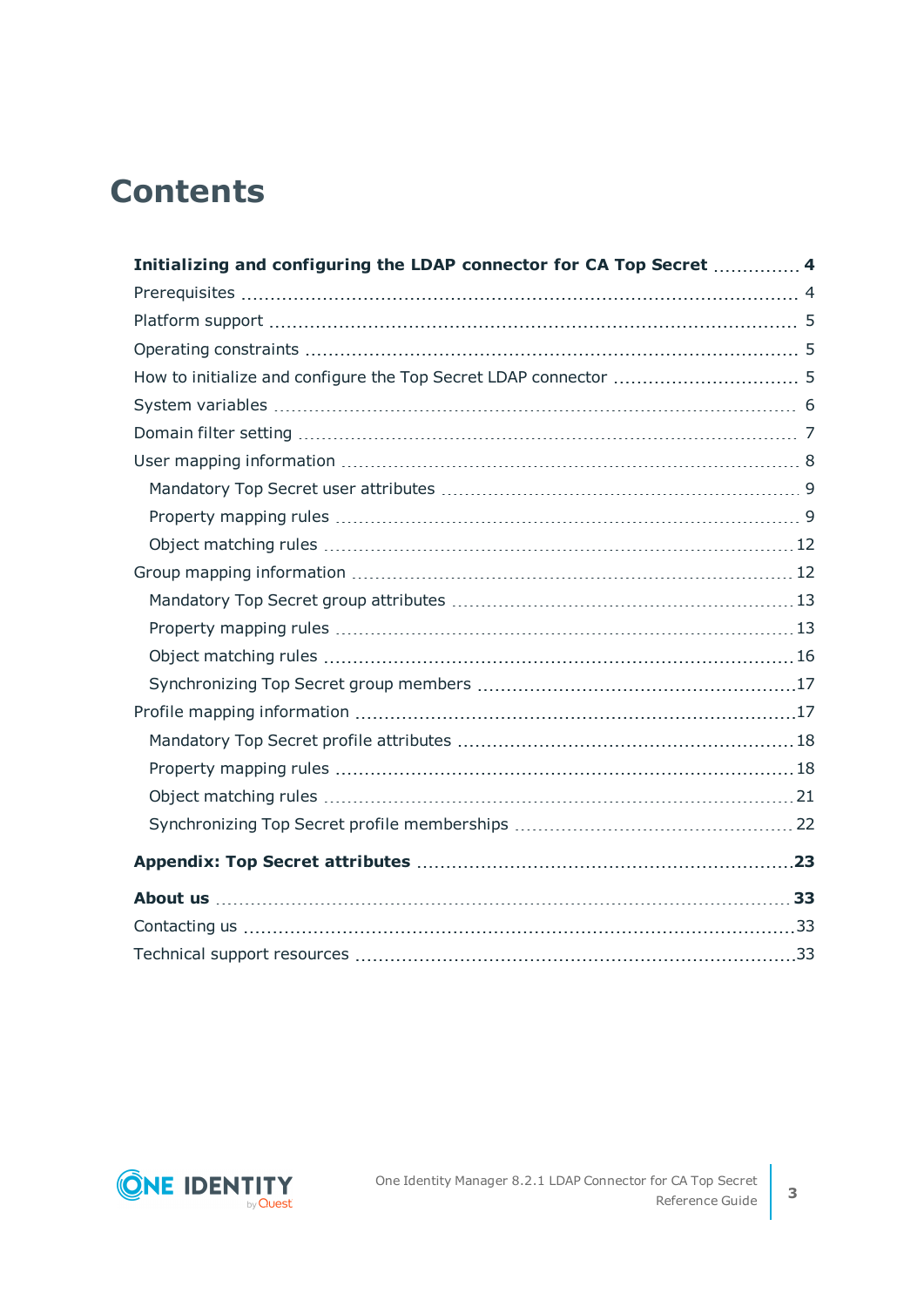# Contents

**Initializing and configuring the LDAP connector for CA Top Secret** .............. **4**

Prerequisites .................................................................................................. 4

Platform support ............................................................................................. 5

Operating constraints ...................................................................................... 5

How to initialize and configure the Top Secret LDAP connector ........................... 5

System variables ............................................................................................. 6

Domain filter setting ......................................................................................... 7

User mapping information ................................................................................ 8

- Mandatory Top Secret user attributes ............................................................ 9
- Property mapping rules .................................................................................. 9
- Object matching rules .................................................................................. 12

Group mapping information ............................................................................. 12

- Mandatory Top Secret group attributes ........................................................ 13
- Property mapping rules ................................................................................ 13
- Object matching rules .................................................................................. 16
- Synchronizing Top Secret group members .................................................... 17

Profile mapping information ............................................................................ 17

- Mandatory Top Secret profile attributes ....................................................... 18
- Property mapping rules ................................................................................ 18
- Object matching rules .................................................................................. 21
- Synchronizing Top Secret profile memberships ............................................. 22

**Appendix: Top Secret attributes** .................................................................. **23**

**About us** ...................................................................................................... **33**

Contacting us ................................................................................................. 33

Technical support resources ........................................................................... 33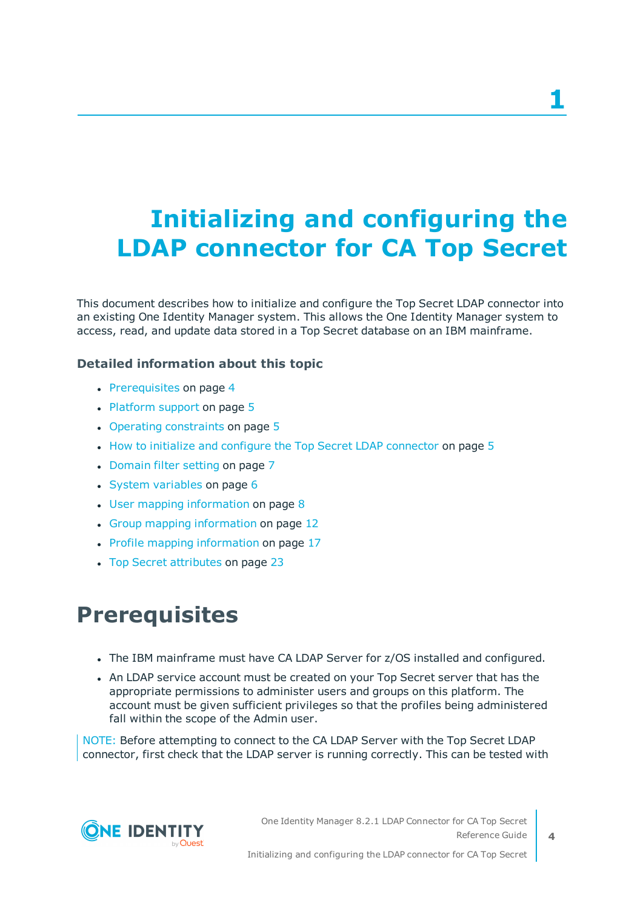# 1

# Initializing and configuring the LDAP connector for CA Top Secret

This document describes how to initialize and configure the Top Secret LDAP connector into an existing One Identity Manager system. This allows the One Identity Manager system to access, read, and update data stored in a Top Secret database on an IBM mainframe.

### Detailed information about this topic

- Prerequisites on page 4
- Platform support on page 5
- Operating constraints on page 5
- How to initialize and configure the Top Secret LDAP connector on page 5
- Domain filter setting on page 7
- System variables on page 6
- User mapping information on page 8
- Group mapping information on page 12
- Profile mapping information on page 17
- Top Secret attributes on page 23

## Prerequisites

- The IBM mainframe must have CA LDAP Server for z/OS installed and configured.
- An LDAP service account must be created on your Top Secret server that has the appropriate permissions to administer users and groups on this platform. The account must be given sufficient privileges so that the profiles being administered fall within the scope of the Admin user.

NOTE: Before attempting to connect to the CA LDAP Server with the Top Secret LDAP connector, first check that the LDAP server is running correctly. This can be tested with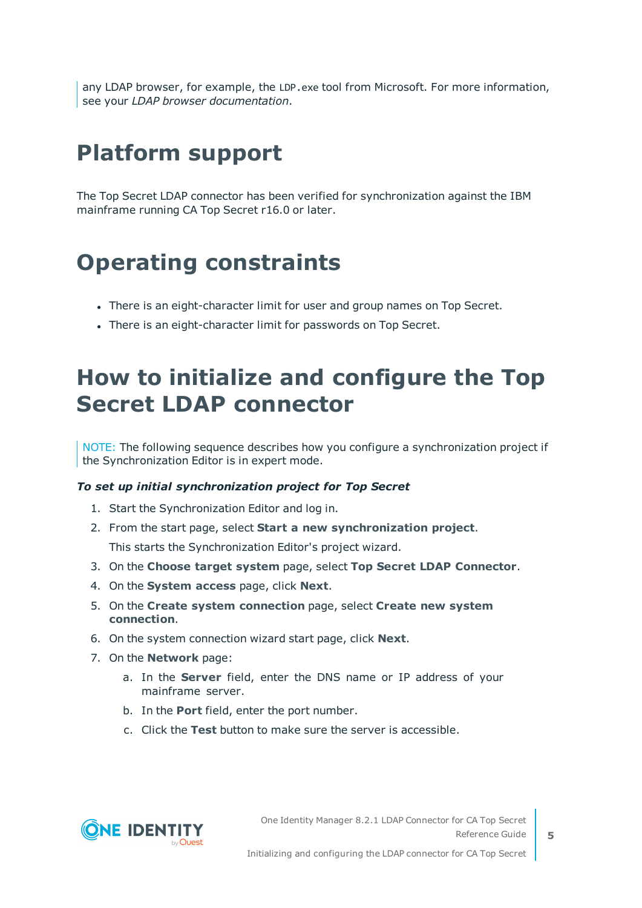any LDAP browser, for example, the `LDP.exe` tool from Microsoft. For more information, see your *LDAP browser documentation*.

# Platform support

The Top Secret LDAP connector has been verified for synchronization against the IBM mainframe running CA Top Secret r16.0 or later.

# Operating constraints

- There is an eight-character limit for user and group names on Top Secret.
- There is an eight-character limit for passwords on Top Secret.

# How to initialize and configure the Top Secret LDAP connector

NOTE: The following sequence describes how you configure a synchronization project if the Synchronization Editor is in expert mode.

***To set up initial synchronization project for Top Secret***

1. Start the Synchronization Editor and log in.
2. From the start page, select **Start a new synchronization project**.

   This starts the Synchronization Editor's project wizard.
3. On the **Choose target system** page, select **Top Secret LDAP Connector**.
4. On the **System access** page, click **Next**.
5. On the **Create system connection** page, select **Create new system connection**.
6. On the system connection wizard start page, click **Next**.
7. On the **Network** page:
   a. In the **Server** field, enter the DNS name or IP address of your mainframe server.
   b. In the **Port** field, enter the port number.
   c. Click the **Test** button to make sure the server is accessible.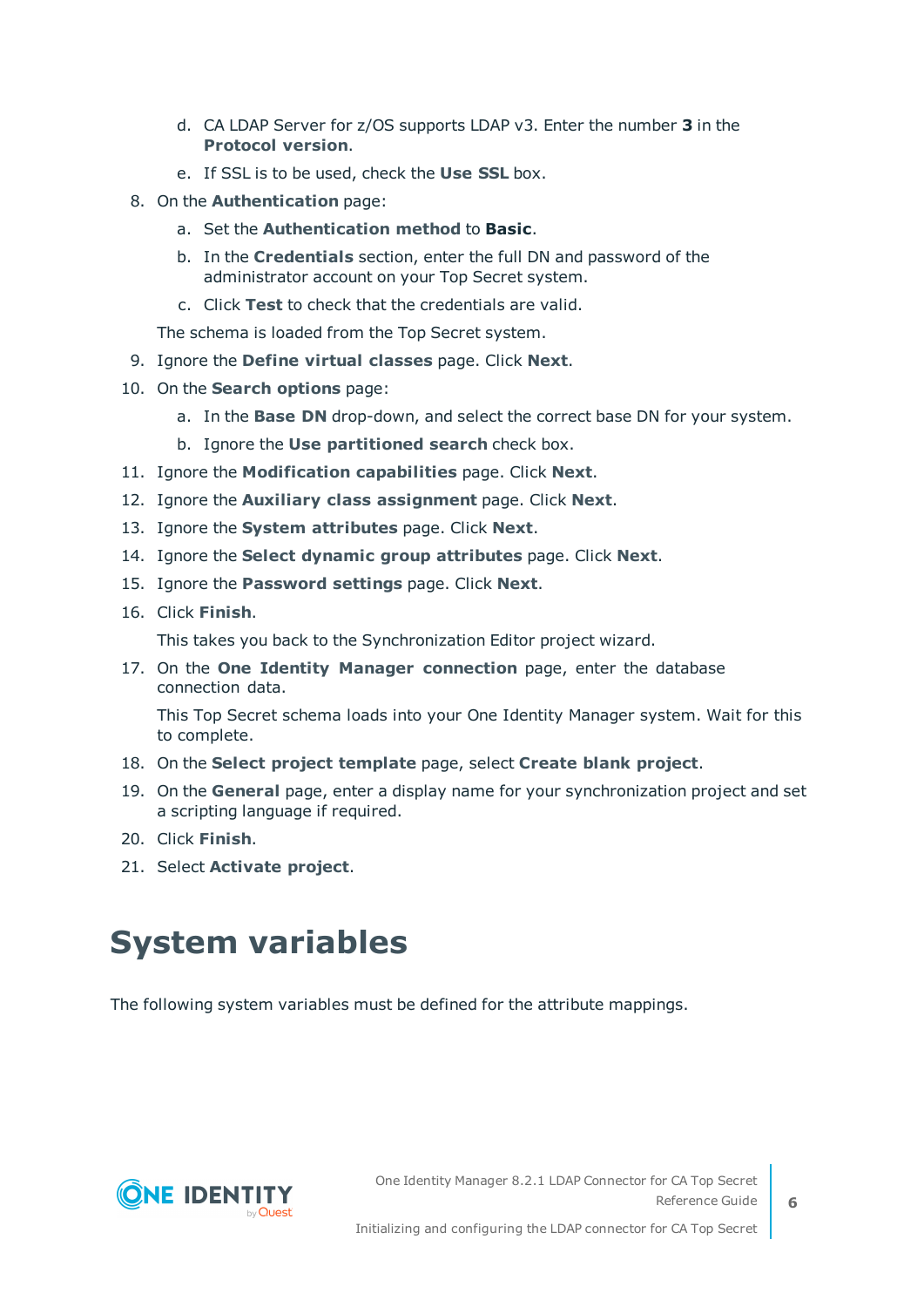d. CA LDAP Server for z/OS supports LDAP v3. Enter the number **3** in the **Protocol version**.

   e. If SSL is to be used, check the **Use SSL** box.

8. On the **Authentication** page:

   a. Set the **Authentication method** to **Basic**.

   b. In the **Credentials** section, enter the full DN and password of the administrator account on your Top Secret system.

   c. Click **Test** to check that the credentials are valid.

   The schema is loaded from the Top Secret system.

9. Ignore the **Define virtual classes** page. Click **Next**.

10. On the **Search options** page:

    a. In the **Base DN** drop-down, and select the correct base DN for your system.

    b. Ignore the **Use partitioned search** check box.

11. Ignore the **Modification capabilities** page. Click **Next**.

12. Ignore the **Auxiliary class assignment** page. Click **Next**.

13. Ignore the **System attributes** page. Click **Next**.

14. Ignore the **Select dynamic group attributes** page. Click **Next**.

15. Ignore the **Password settings** page. Click **Next**.

16. Click **Finish**.

    This takes you back to the Synchronization Editor project wizard.

17. On the **One Identity Manager connection** page, enter the database connection data.

    This Top Secret schema loads into your One Identity Manager system. Wait for this to complete.

18. On the **Select project template** page, select **Create blank project**.

19. On the **General** page, enter a display name for your synchronization project and set a scripting language if required.

20. Click **Finish**.

21. Select **Activate project**.

# System variables

The following system variables must be defined for the attribute mappings.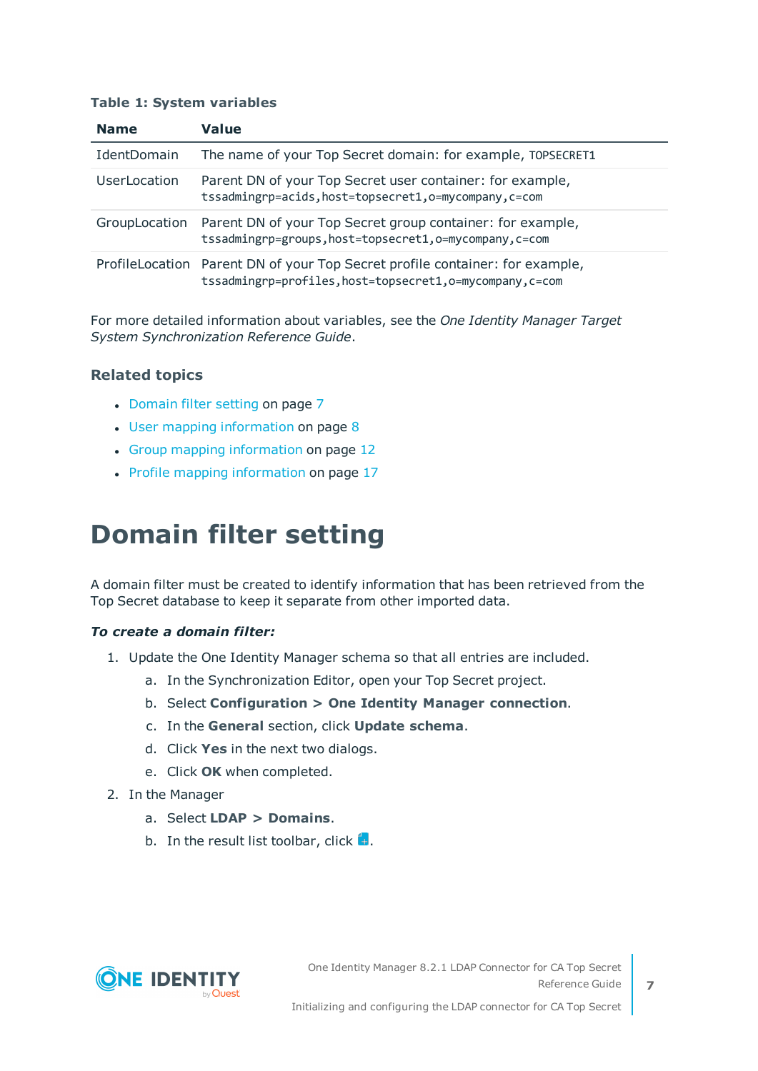**Table 1: System variables**

| Name | Value |
| --- | --- |
| IdentDomain | The name of your Top Secret domain: for example, `TOPSECRET1` |
| UserLocation | Parent DN of your Top Secret user container: for example, `tssadmingrp=acids,host=topsecret1,o=mycompany,c=com` |
| GroupLocation | Parent DN of your Top Secret group container: for example, `tssadmingrp=groups,host=topsecret1,o=mycompany,c=com` |
| ProfileLocation | Parent DN of your Top Secret profile container: for example, `tssadmingrp=profiles,host=topsecret1,o=mycompany,c=com` |

For more detailed information about variables, see the *One Identity Manager Target System Synchronization Reference Guide*.

### Related topics

- Domain filter setting on page 7
- User mapping information on page 8
- Group mapping information on page 12
- Profile mapping information on page 17

# Domain filter setting

A domain filter must be created to identify information that has been retrieved from the Top Secret database to keep it separate from other imported data.

***To create a domain filter:***

1. Update the One Identity Manager schema so that all entries are included.
   a. In the Synchronization Editor, open your Top Secret project.
   b. Select **Configuration > One Identity Manager connection**.
   c. In the **General** section, click **Update schema**.
   d. Click **Yes** in the next two dialogs.
   e. Click **OK** when completed.
2. In the Manager
   a. Select **LDAP > Domains**.
   b. In the result list toolbar, click .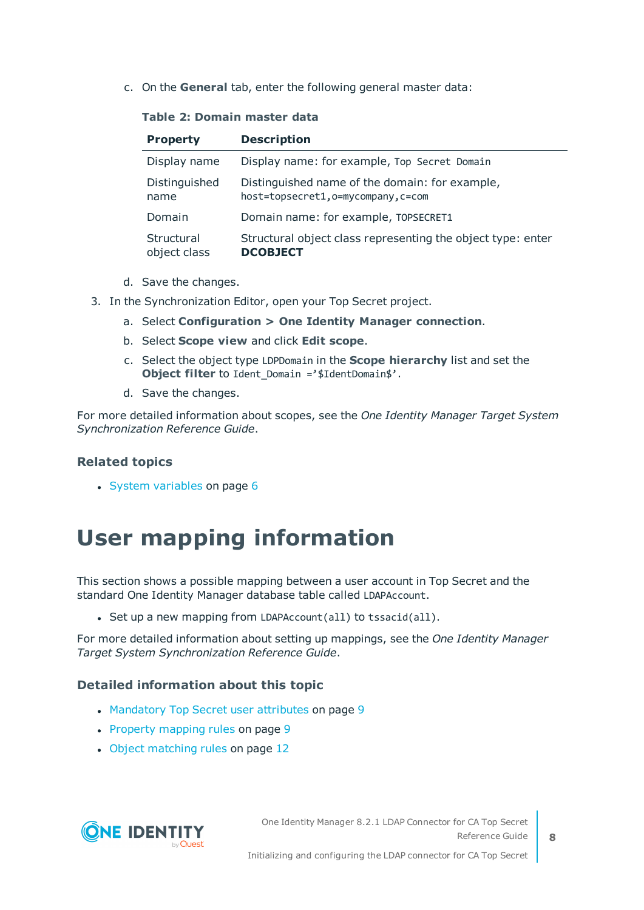c. On the **General** tab, enter the following general master data:

**Table 2: Domain master data**

| Property | Description |
|---|---|
| Display name | Display name: for example, `Top Secret Domain` |
| Distinguished name | Distinguished name of the domain: for example, `host=topsecret1,o=mycompany,c=com` |
| Domain | Domain name: for example, `TOPSECRET1` |
| Structural object class | Structural object class representing the object type: enter **DCOBJECT** |

d. Save the changes.

3. In the Synchronization Editor, open your Top Secret project.

   a. Select **Configuration > One Identity Manager connection**.

   b. Select **Scope view** and click **Edit scope**.

   c. Select the object type `LDPDomain` in the **Scope hierarchy** list and set the **Object filter** to `Ident_Domain ='$IdentDomain$'`.

   d. Save the changes.

For more detailed information about scopes, see the *One Identity Manager Target System Synchronization Reference Guide*.

### Related topics

- System variables on page 6

# User mapping information

This section shows a possible mapping between a user account in Top Secret and the standard One Identity Manager database table called `LDAPAccount`.

- Set up a new mapping from `LDAPAccount(all)` to `tssacid(all)`.

For more detailed information about setting up mappings, see the *One Identity Manager Target System Synchronization Reference Guide*.

### Detailed information about this topic

- Mandatory Top Secret user attributes on page 9
- Property mapping rules on page 9
- Object matching rules on page 12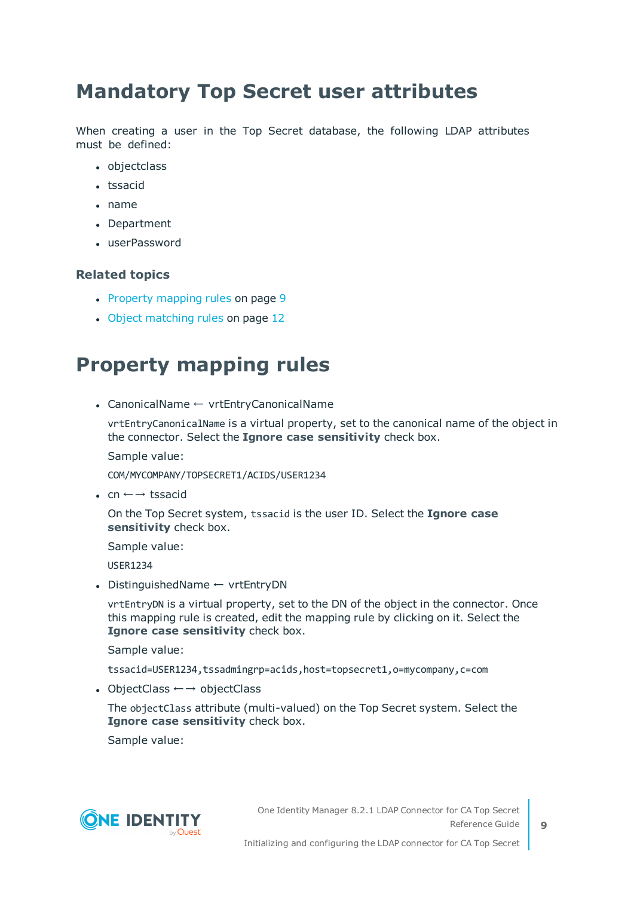# Mandatory Top Secret user attributes

When creating a user in the Top Secret database, the following LDAP attributes must be defined:

- objectclass
- tssacid
- name
- Department
- userPassword

### Related topics

- Property mapping rules on page 9
- Object matching rules on page 12

# Property mapping rules

- CanonicalName ← vrtEntryCanonicalName

  `vrtEntryCanonicalName` is a virtual property, set to the canonical name of the object in the connector. Select the **Ignore case sensitivity** check box.

  Sample value:

  `COM/MYCOMPANY/TOPSECRET1/ACIDS/USER1234`

- cn ←→ tssacid

  On the Top Secret system, `tssacid` is the user ID. Select the **Ignore case sensitivity** check box.

  Sample value:

  `USER1234`

- DistinguishedName ← vrtEntryDN

  `vrtEntryDN` is a virtual property, set to the DN of the object in the connector. Once this mapping rule is created, edit the mapping rule by clicking on it. Select the **Ignore case sensitivity** check box.

  Sample value:

  `tssacid=USER1234,tssadmingrp=acids,host=topsecret1,o=mycompany,c=com`

- ObjectClass ←→ objectClass

  The `objectClass` attribute (multi-valued) on the Top Secret system. Select the **Ignore case sensitivity** check box.

  Sample value: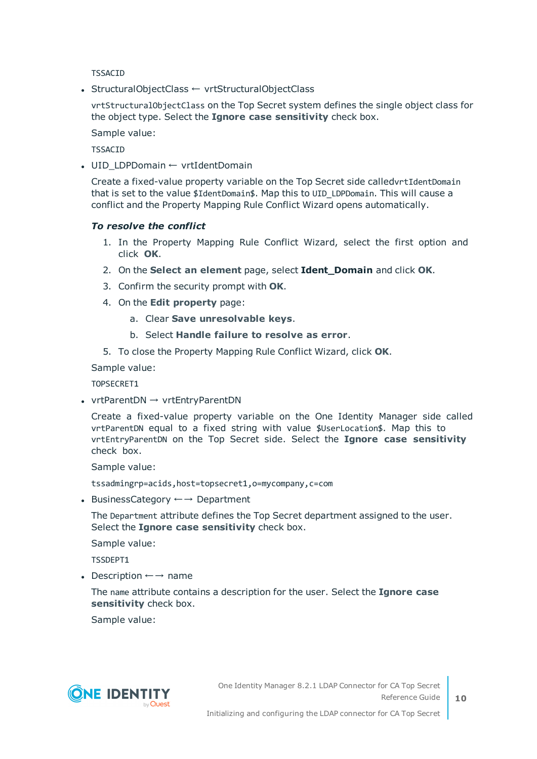TSSACID

- StructuralObjectClass ← vrtStructuralObjectClass

  vrtStructuralObjectClass on the Top Secret system defines the single object class for the object type. Select the **Ignore case sensitivity** check box.

  Sample value:

  TSSACID

- UID_LDPDomain ← vrtIdentDomain

  Create a fixed-value property variable on the Top Secret side calledvrtIdentDomain that is set to the value $IdentDomain$. Map this to UID_LDPDomain. This will cause a conflict and the Property Mapping Rule Conflict Wizard opens automatically.

  ***To resolve the conflict***

  1. In the Property Mapping Rule Conflict Wizard, select the first option and click **OK**.
  2. On the **Select an element** page, select **Ident_Domain** and click **OK**.
  3. Confirm the security prompt with **OK**.
  4. On the **Edit property** page:
     a. Clear **Save unresolvable keys**.
     b. Select **Handle failure to resolve as error**.
  5. To close the Property Mapping Rule Conflict Wizard, click **OK**.

  Sample value:

  TOPSECRET1

- vrtParentDN → vrtEntryParentDN

  Create a fixed-value property variable on the One Identity Manager side called vrtParentDN equal to a fixed string with value $UserLocation$. Map this to vrtEntryParentDN on the Top Secret side. Select the **Ignore case sensitivity** check box.

  Sample value:

  tssadmingrp=acids,host=topsecret1,o=mycompany,c=com

- BusinessCategory ←→ Department

  The Department attribute defines the Top Secret department assigned to the user. Select the **Ignore case sensitivity** check box.

  Sample value:

  TSSDEPT1

- Description ←→ name

  The name attribute contains a description for the user. Select the **Ignore case sensitivity** check box.

  Sample value: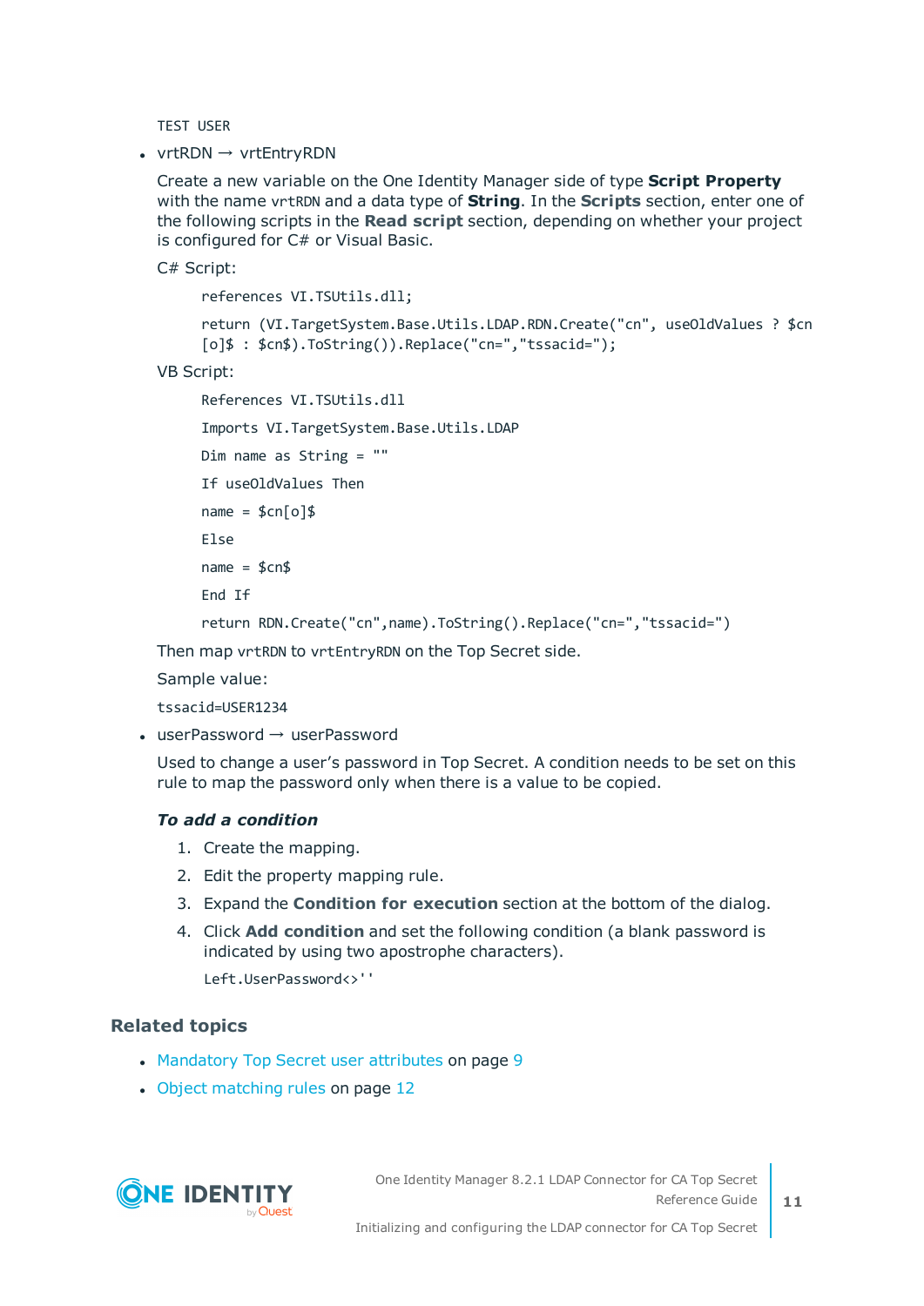```
TEST USER
```

- vrtRDN → vrtEntryRDN

  Create a new variable on the One Identity Manager side of type **Script Property** with the name `vrtRDN` and a data type of **String**. In the **Scripts** section, enter one of the following scripts in the **Read script** section, depending on whether your project is configured for C# or Visual Basic.

  C# Script:

  ```
  references VI.TSUtils.dll;

  return (VI.TargetSystem.Base.Utils.LDAP.RDN.Create("cn", useOldValues ? $cn[o]$ : $cn$).ToString()).Replace("cn=","tssacid=");
  ```

  VB Script:

  ```
  References VI.TSUtils.dll

  Imports VI.TargetSystem.Base.Utils.LDAP

  Dim name as String = ""

  If useOldValues Then

  name = $cn[o]$

  Else

  name = $cn$

  End If

  return RDN.Create("cn",name).ToString().Replace("cn=","tssacid=")
  ```

  Then map `vrtRDN` to `vrtEntryRDN` on the Top Secret side.

  Sample value:

  ```
  tssacid=USER1234
  ```

- userPassword → userPassword

  Used to change a user's password in Top Secret. A condition needs to be set on this rule to map the password only when there is a value to be copied.

  ***To add a condition***

  1. Create the mapping.
  2. Edit the property mapping rule.
  3. Expand the **Condition for execution** section at the bottom of the dialog.
  4. Click **Add condition** and set the following condition (a blank password is indicated by using two apostrophe characters).

     ```
     Left.UserPassword<>''
     ```

### Related topics

- Mandatory Top Secret user attributes on page 9
- Object matching rules on page 12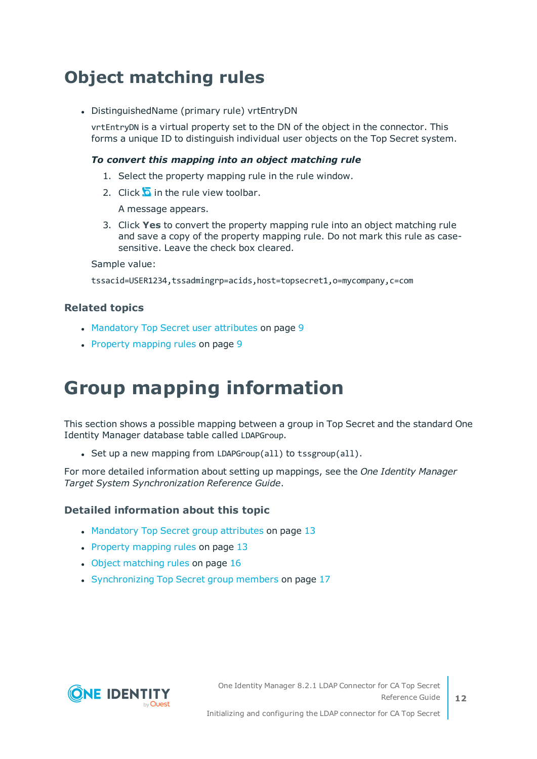# Object matching rules

- DistinguishedName (primary rule) vrtEntryDN

  `vrtEntryDN` is a virtual property set to the DN of the object in the connector. This forms a unique ID to distinguish individual user objects on the Top Secret system.

  ***To convert this mapping into an object matching rule***

  1. Select the property mapping rule in the rule window.
  2. Click in the rule view toolbar.

     A message appears.
  3. Click **Yes** to convert the property mapping rule into an object matching rule and save a copy of the property mapping rule. Do not mark this rule as case-sensitive. Leave the check box cleared.

  Sample value:

  `tssacid=USER1234,tssadmingrp=acids,host=topsecret1,o=mycompany,c=com`

### Related topics

- Mandatory Top Secret user attributes on page 9
- Property mapping rules on page 9

# Group mapping information

This section shows a possible mapping between a group in Top Secret and the standard One Identity Manager database table called `LDAPGroup`.

- Set up a new mapping from `LDAPGroup(all)` to `tssgroup(all)`.

For more detailed information about setting up mappings, see the *One Identity Manager Target System Synchronization Reference Guide*.

### Detailed information about this topic

- Mandatory Top Secret group attributes on page 13
- Property mapping rules on page 13
- Object matching rules on page 16
- Synchronizing Top Secret group members on page 17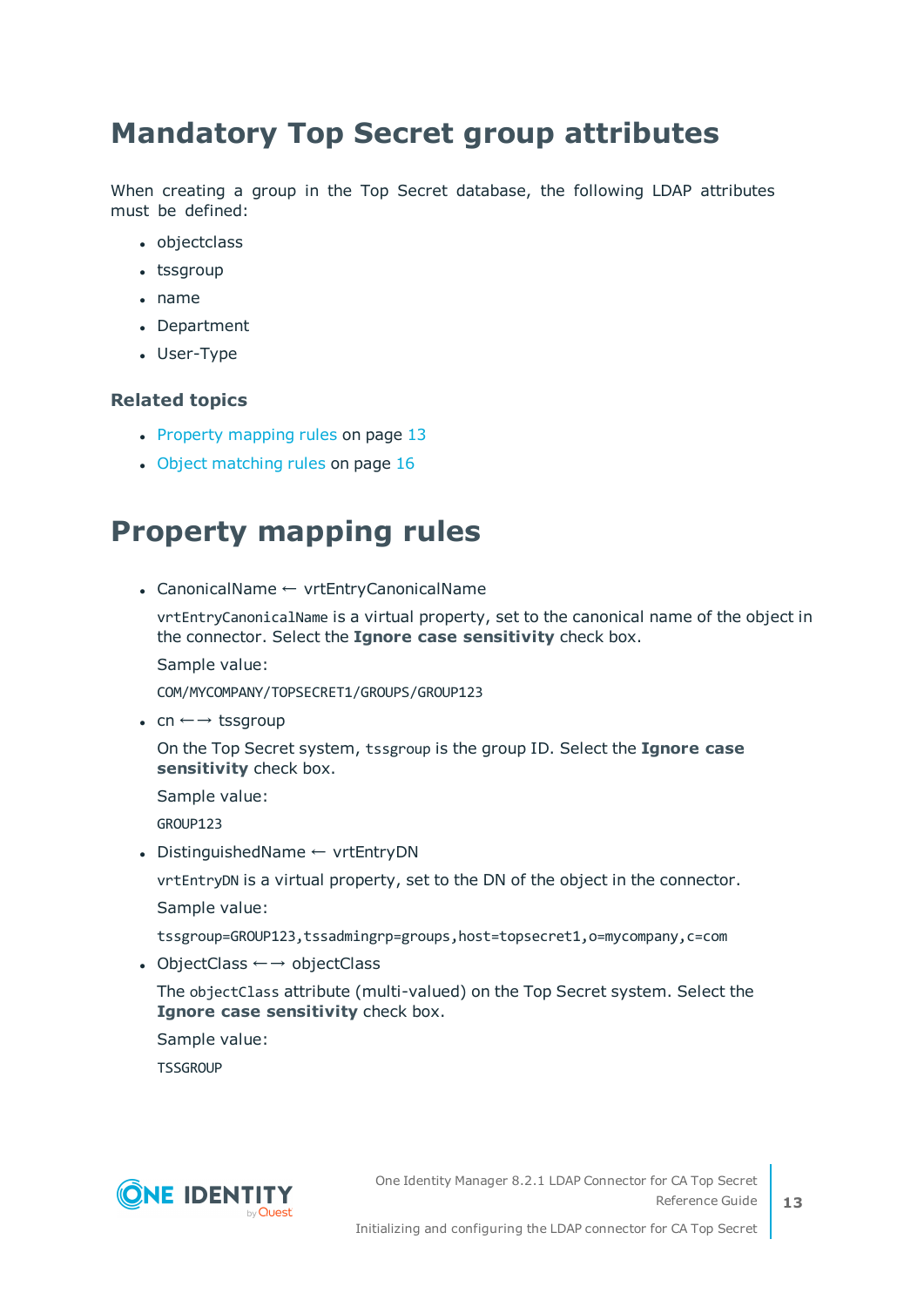# Mandatory Top Secret group attributes

When creating a group in the Top Secret database, the following LDAP attributes must be defined:

- objectclass
- tssgroup
- name
- Department
- User-Type

### Related topics

- Property mapping rules on page 13
- Object matching rules on page 16

# Property mapping rules

- CanonicalName ← vrtEntryCanonicalName

  `vrtEntryCanonicalName` is a virtual property, set to the canonical name of the object in the connector. Select the **Ignore case sensitivity** check box.

  Sample value:

  `COM/MYCOMPANY/TOPSECRET1/GROUPS/GROUP123`

- cn ←→ tssgroup

  On the Top Secret system, `tssgroup` is the group ID. Select the **Ignore case sensitivity** check box.

  Sample value:

  `GROUP123`

- DistinguishedName ← vrtEntryDN

  `vrtEntryDN` is a virtual property, set to the DN of the object in the connector.

  Sample value:

  `tssgroup=GROUP123,tssadmingrp=groups,host=topsecret1,o=mycompany,c=com`

- ObjectClass ←→ objectClass

  The `objectClass` attribute (multi-valued) on the Top Secret system. Select the **Ignore case sensitivity** check box.

  Sample value:

  `TSSGROUP`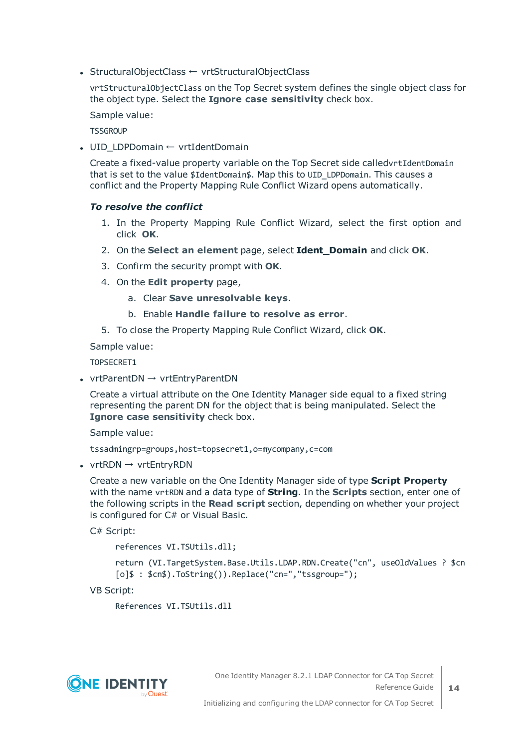- StructuralObjectClass ← vrtStructuralObjectClass

  `vrtStructuralObjectClass` on the Top Secret system defines the single object class for the object type. Select the **Ignore case sensitivity** check box.

  Sample value:

  TSSGROUP

- UID_LDPDomain ← vrtIdentDomain

  Create a fixed-value property variable on the Top Secret side called`vrtIdentDomain` that is set to the value `$IdentDomain$`. Map this to `UID_LDPDomain`. This causes a conflict and the Property Mapping Rule Conflict Wizard opens automatically.

  ***To resolve the conflict***

  1. In the Property Mapping Rule Conflict Wizard, select the first option and click **OK**.
  2. On the **Select an element** page, select **Ident_Domain** and click **OK**.
  3. Confirm the security prompt with **OK**.
  4. On the **Edit property** page,
     a. Clear **Save unresolvable keys**.
     b. Enable **Handle failure to resolve as error**.
  5. To close the Property Mapping Rule Conflict Wizard, click **OK**.

  Sample value:

  TOPSECRET1

- vrtParentDN → vrtEntryParentDN

  Create a virtual attribute on the One Identity Manager side equal to a fixed string representing the parent DN for the object that is being manipulated. Select the **Ignore case sensitivity** check box.

  Sample value:

  `tssadmingrp=groups,host=topsecret1,o=mycompany,c=com`

- vrtRDN → vrtEntryRDN

  Create a new variable on the One Identity Manager side of type **Script Property** with the name `vrtRDN` and a data type of **String**. In the **Scripts** section, enter one of the following scripts in the **Read script** section, depending on whether your project is configured for C# or Visual Basic.

  C# Script:

  ```
  references VI.TSUtils.dll;

  return (VI.TargetSystem.Base.Utils.LDAP.RDN.Create("cn", useOldValues ? $cn
  [o]$ : $cn$).ToString()).Replace("cn=","tssgroup=");
  ```

  VB Script:

  ```
  References VI.TSUtils.dll
  ```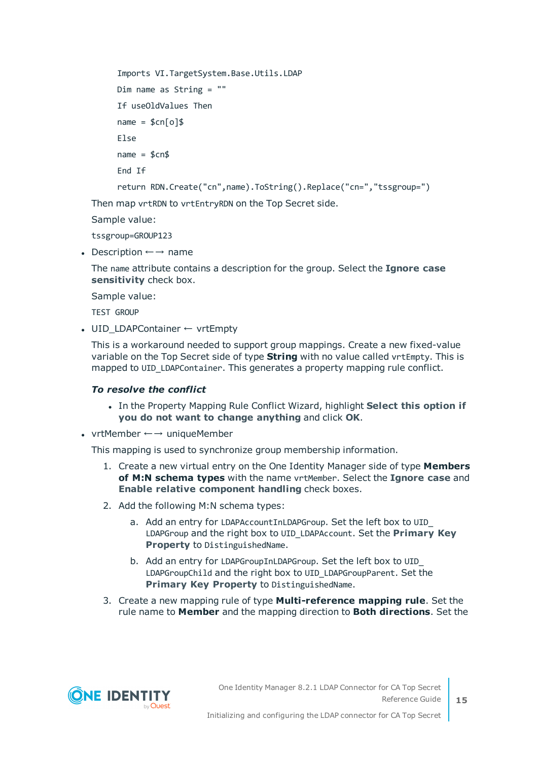```
Imports VI.TargetSystem.Base.Utils.LDAP
Dim name as String = ""
If useOldValues Then
name = $cn[o]$
Else
name = $cn$
End If
return RDN.Create("cn",name).ToString().Replace("cn=","tssgroup=")
```

Then map `vrtRDN` to `vrtEntryRDN` on the Top Secret side.

Sample value:

`tssgroup=GROUP123`

- Description ←→ name

  The `name` attribute contains a description for the group. Select the **Ignore case sensitivity** check box.

  Sample value:

  `TEST GROUP`

- UID_LDAPContainer ← vrtEmpty

  This is a workaround needed to support group mappings. Create a new fixed-value variable on the Top Secret side of type **String** with no value called `vrtEmpty`. This is mapped to `UID_LDAPContainer`. This generates a property mapping rule conflict.

  ***To resolve the conflict***

  - In the Property Mapping Rule Conflict Wizard, highlight **Select this option if you do not want to change anything** and click **OK**.

- vrtMember ←→ uniqueMember

  This mapping is used to synchronize group membership information.

  1. Create a new virtual entry on the One Identity Manager side of type **Members of M:N schema types** with the name `vrtMember`. Select the **Ignore case** and **Enable relative component handling** check boxes.
  2. Add the following M:N schema types:
     a. Add an entry for `LDAPAccountInLDAPGroup`. Set the left box to `UID_LDAPGroup` and the right box to `UID_LDAPAccount`. Set the **Primary Key Property** to `DistinguishedName`.
     b. Add an entry for `LDAPGroupInLDAPGroup`. Set the left box to `UID_LDAPGroupChild` and the right box to `UID_LDAPGroupParent`. Set the **Primary Key Property** to `DistinguishedName`.
  3. Create a new mapping rule of type **Multi-reference mapping rule**. Set the rule name to **Member** and the mapping direction to **Both directions**. Set the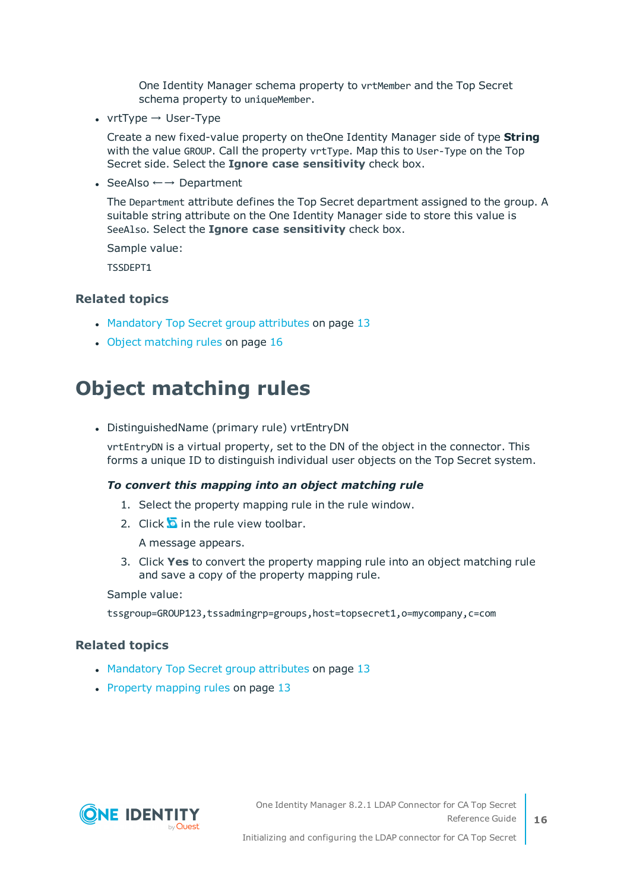One Identity Manager schema property to `vrtMember` and the Top Secret schema property to `uniqueMember`.

- vrtType → User-Type

  Create a new fixed-value property on theOne Identity Manager side of type **String** with the value `GROUP`. Call the property `vrtType`. Map this to `User-Type` on the Top Secret side. Select the **Ignore case sensitivity** check box.

- SeeAlso ←→ Department

  The `Department` attribute defines the Top Secret department assigned to the group. A suitable string attribute on the One Identity Manager side to store this value is `SeeAlso`. Select the **Ignore case sensitivity** check box.

  Sample value:

  ```
  TSSDEPT1
  ```

### Related topics

- Mandatory Top Secret group attributes on page 13
- Object matching rules on page 16

# Object matching rules

- DistinguishedName (primary rule) vrtEntryDN

  `vrtEntryDN` is a virtual property, set to the DN of the object in the connector. This forms a unique ID to distinguish individual user objects on the Top Secret system.

  ***To convert this mapping into an object matching rule***

  1. Select the property mapping rule in the rule window.
  2. Click in the rule view toolbar.

     A message appears.
  3. Click **Yes** to convert the property mapping rule into an object matching rule and save a copy of the property mapping rule.

  Sample value:

  ```
  tssgroup=GROUP123,tssadmingrp=groups,host=topsecret1,o=mycompany,c=com
  ```

### Related topics

- Mandatory Top Secret group attributes on page 13
- Property mapping rules on page 13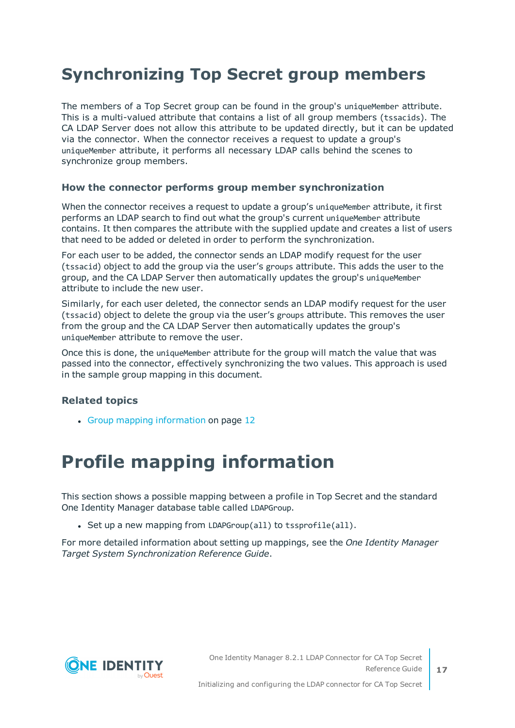# Synchronizing Top Secret group members

The members of a Top Secret group can be found in the group's `uniqueMember` attribute. This is a multi-valued attribute that contains a list of all group members (`tssacids`). The CA LDAP Server does not allow this attribute to be updated directly, but it can be updated via the connector. When the connector receives a request to update a group's `uniqueMember` attribute, it performs all necessary LDAP calls behind the scenes to synchronize group members.

### How the connector performs group member synchronization

When the connector receives a request to update a group's `uniqueMember` attribute, it first performs an LDAP search to find out what the group's current `uniqueMember` attribute contains. It then compares the attribute with the supplied update and creates a list of users that need to be added or deleted in order to perform the synchronization.

For each user to be added, the connector sends an LDAP modify request for the user (`tssacid`) object to add the group via the user's `groups` attribute. This adds the user to the group, and the CA LDAP Server then automatically updates the group's `uniqueMember` attribute to include the new user.

Similarly, for each user deleted, the connector sends an LDAP modify request for the user (`tssacid`) object to delete the group via the user's `groups` attribute. This removes the user from the group and the CA LDAP Server then automatically updates the group's `uniqueMember` attribute to remove the user.

Once this is done, the `uniqueMember` attribute for the group will match the value that was passed into the connector, effectively synchronizing the two values. This approach is used in the sample group mapping in this document.

### Related topics

- Group mapping information on page 12

# Profile mapping information

This section shows a possible mapping between a profile in Top Secret and the standard One Identity Manager database table called `LDAPGroup`.

- Set up a new mapping from `LDAPGroup(all)` to `tssprofile(all)`.

For more detailed information about setting up mappings, see the *One Identity Manager Target System Synchronization Reference Guide*.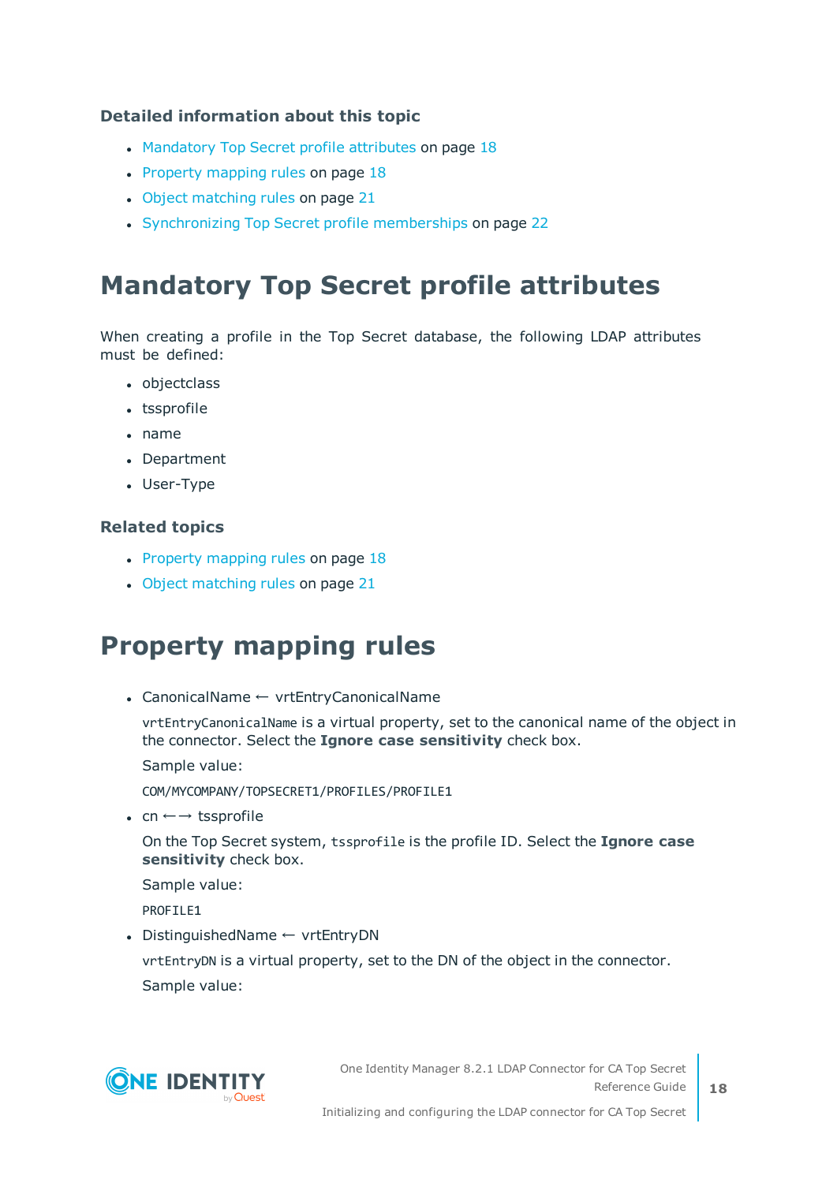### Detailed information about this topic

- Mandatory Top Secret profile attributes on page 18
- Property mapping rules on page 18
- Object matching rules on page 21
- Synchronizing Top Secret profile memberships on page 22

## Mandatory Top Secret profile attributes

When creating a profile in the Top Secret database, the following LDAP attributes must be defined:

- objectclass
- tssprofile
- name
- Department
- User-Type

### Related topics

- Property mapping rules on page 18
- Object matching rules on page 21

## Property mapping rules

- CanonicalName ← vrtEntryCanonicalName

  `vrtEntryCanonicalName` is a virtual property, set to the canonical name of the object in the connector. Select the **Ignore case sensitivity** check box.

  Sample value:

  ```
  COM/MYCOMPANY/TOPSECRET1/PROFILES/PROFILE1
  ```

- cn ←→ tssprofile

  On the Top Secret system, `tssprofile` is the profile ID. Select the **Ignore case sensitivity** check box.

  Sample value:

  ```
  PROFILE1
  ```

- DistinguishedName ← vrtEntryDN

  `vrtEntryDN` is a virtual property, set to the DN of the object in the connector.

  Sample value: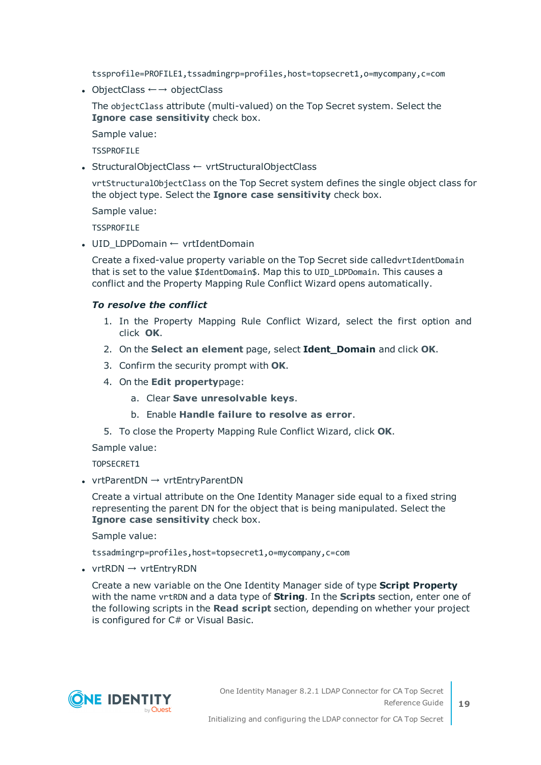```
tssprofile=PROFILE1,tssadmingrp=profiles,host=topsecret1,o=mycompany,c=com
```

- ObjectClass ←→ objectClass

  The `objectClass` attribute (multi-valued) on the Top Secret system. Select the **Ignore case sensitivity** check box.

  Sample value:

  ```
  TSSPROFILE
  ```

- StructuralObjectClass ← vrtStructuralObjectClass

  `vrtStructuralObjectClass` on the Top Secret system defines the single object class for the object type. Select the **Ignore case sensitivity** check box.

  Sample value:

  ```
  TSSPROFILE
  ```

- UID_LDPDomain ← vrtIdentDomain

  Create a fixed-value property variable on the Top Secret side called`vrtIdentDomain` that is set to the value `$IdentDomain$`. Map this to `UID_LDPDomain`. This causes a conflict and the Property Mapping Rule Conflict Wizard opens automatically.

  ***To resolve the conflict***

  1. In the Property Mapping Rule Conflict Wizard, select the first option and click **OK**.
  2. On the **Select an element** page, select **Ident_Domain** and click **OK**.
  3. Confirm the security prompt with **OK**.
  4. On the **Edit property**page:
     a. Clear **Save unresolvable keys**.
     b. Enable **Handle failure to resolve as error**.
  5. To close the Property Mapping Rule Conflict Wizard, click **OK**.

  Sample value:

  ```
  TOPSECRET1
  ```

- vrtParentDN → vrtEntryParentDN

  Create a virtual attribute on the One Identity Manager side equal to a fixed string representing the parent DN for the object that is being manipulated. Select the **Ignore case sensitivity** check box.

  Sample value:

  ```
  tssadmingrp=profiles,host=topsecret1,o=mycompany,c=com
  ```

- vrtRDN → vrtEntryRDN

  Create a new variable on the One Identity Manager side of type **Script Property** with the name `vrtRDN` and a data type of **String**. In the **Scripts** section, enter one of the following scripts in the **Read script** section, depending on whether your project is configured for C# or Visual Basic.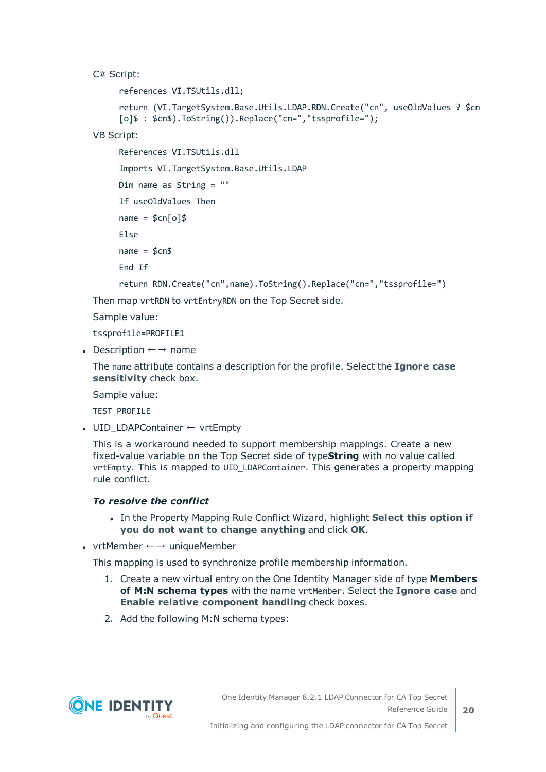C# Script:

```
references VI.TSUtils.dll;

return (VI.TargetSystem.Base.Utils.LDAP.RDN.Create("cn", useOldValues ? $cn[o]$ : $cn$).ToString()).Replace("cn=","tssprofile=");
```

VB Script:

```
References VI.TSUtils.dll

Imports VI.TargetSystem.Base.Utils.LDAP

Dim name as String = ""

If useOldValues Then

name = $cn[o]$

Else

name = $cn$

End If

return RDN.Create("cn",name).ToString().Replace("cn=","tssprofile=")
```

Then map `vrtRDN` to `vrtEntryRDN` on the Top Secret side.

Sample value:

`tssprofile=PROFILE1`

- Description ←→ name

  The `name` attribute contains a description for the profile. Select the **Ignore case sensitivity** check box.

  Sample value:

  `TEST PROFILE`

- UID_LDAPContainer ← vrtEmpty

  This is a workaround needed to support membership mappings. Create a new fixed-value variable on the Top Secret side of type**String** with no value called `vrtEmpty`. This is mapped to `UID_LDAPContainer`. This generates a property mapping rule conflict.

  ***To resolve the conflict***

  - In the Property Mapping Rule Conflict Wizard, highlight **Select this option if you do not want to change anything** and click **OK**.

- vrtMember ←→ uniqueMember

  This mapping is used to synchronize profile membership information.

  1. Create a new virtual entry on the One Identity Manager side of type **Members of M:N schema types** with the name `vrtMember`. Select the **Ignore case** and **Enable relative component handling** check boxes.
  2. Add the following M:N schema types: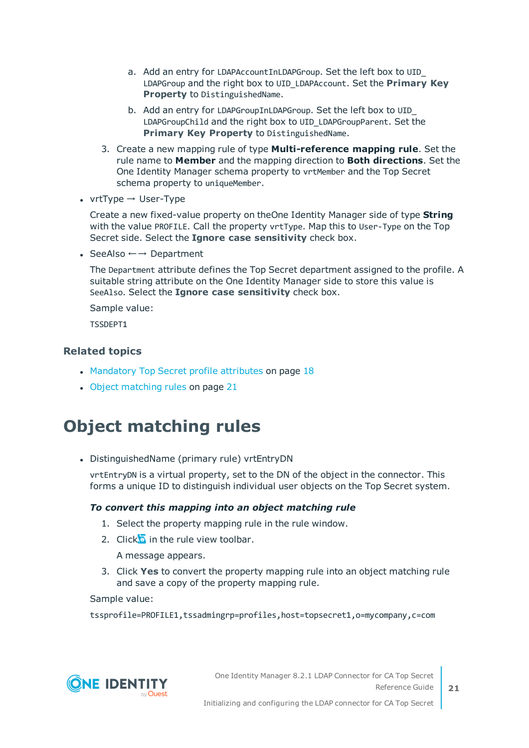a. Add an entry for `LDAPAccountInLDAPGroup`. Set the left box to `UID_LDAPGroup` and the right box to `UID_LDAPAccount`. Set the **Primary Key Property** to `DistinguishedName`.

b. Add an entry for `LDAPGroupInLDAPGroup`. Set the left box to `UID_LDAPGroupChild` and the right box to `UID_LDAPGroupParent`. Set the **Primary Key Property** to `DistinguishedName`.

3. Create a new mapping rule of type **Multi-reference mapping rule**. Set the rule name to **Member** and the mapping direction to **Both directions**. Set the One Identity Manager schema property to `vrtMember` and the Top Secret schema property to `uniqueMember`.

- vrtType → User-Type

  Create a new fixed-value property on theOne Identity Manager side of type **String** with the value `PROFILE`. Call the property `vrtType`. Map this to `User-Type` on the Top Secret side. Select the **Ignore case sensitivity** check box.

- SeeAlso ←→ Department

  The `Department` attribute defines the Top Secret department assigned to the profile. A suitable string attribute on the One Identity Manager side to store this value is `SeeAlso`. Select the **Ignore case sensitivity** check box.

  Sample value:

  `TSSDEPT1`

### Related topics

- Mandatory Top Secret profile attributes on page 18
- Object matching rules on page 21

# Object matching rules

- DistinguishedName (primary rule) vrtEntryDN

  `vrtEntryDN` is a virtual property, set to the DN of the object in the connector. This forms a unique ID to distinguish individual user objects on the Top Secret system.

  ***To convert this mapping into an object matching rule***

  1. Select the property mapping rule in the rule window.
  2. Click  in the rule view toolbar.

     A message appears.
  3. Click **Yes** to convert the property mapping rule into an object matching rule and save a copy of the property mapping rule.

  Sample value:

  `tssprofile=PROFILE1,tssadmingrp=profiles,host=topsecret1,o=mycompany,c=com`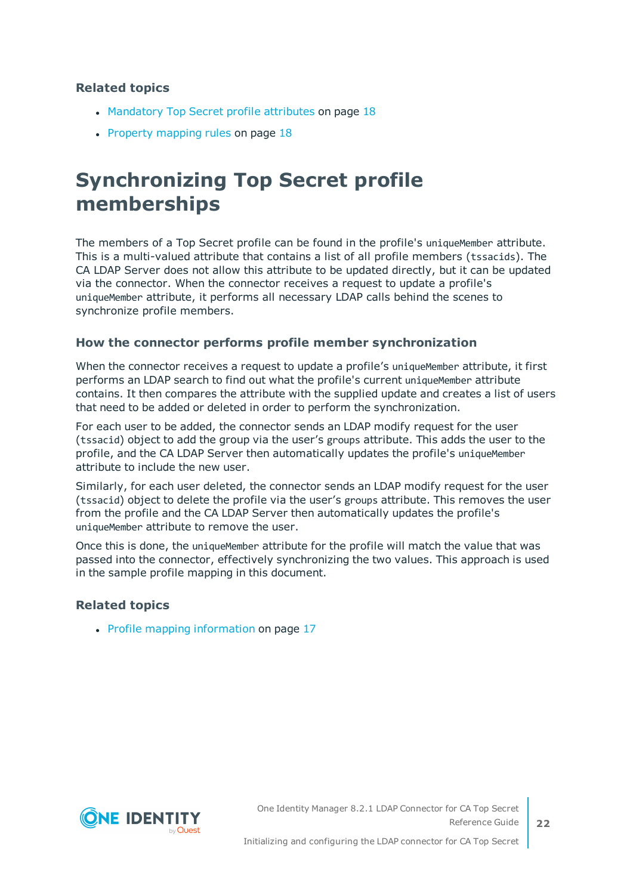### Related topics

- Mandatory Top Secret profile attributes on page 18
- Property mapping rules on page 18

# Synchronizing Top Secret profile memberships

The members of a Top Secret profile can be found in the profile's `uniqueMember` attribute. This is a multi-valued attribute that contains a list of all profile members (`tssacids`). The CA LDAP Server does not allow this attribute to be updated directly, but it can be updated via the connector. When the connector receives a request to update a profile's `uniqueMember` attribute, it performs all necessary LDAP calls behind the scenes to synchronize profile members.

### How the connector performs profile member synchronization

When the connector receives a request to update a profile’s `uniqueMember` attribute, it first performs an LDAP search to find out what the profile's current `uniqueMember` attribute contains. It then compares the attribute with the supplied update and creates a list of users that need to be added or deleted in order to perform the synchronization.

For each user to be added, the connector sends an LDAP modify request for the user (`tssacid`) object to add the group via the user’s `groups` attribute. This adds the user to the profile, and the CA LDAP Server then automatically updates the profile's `uniqueMember` attribute to include the new user.

Similarly, for each user deleted, the connector sends an LDAP modify request for the user (`tssacid`) object to delete the profile via the user’s `groups` attribute. This removes the user from the profile and the CA LDAP Server then automatically updates the profile's `uniqueMember` attribute to remove the user.

Once this is done, the `uniqueMember` attribute for the profile will match the value that was passed into the connector, effectively synchronizing the two values. This approach is used in the sample profile mapping in this document.

### Related topics

- Profile mapping information on page 17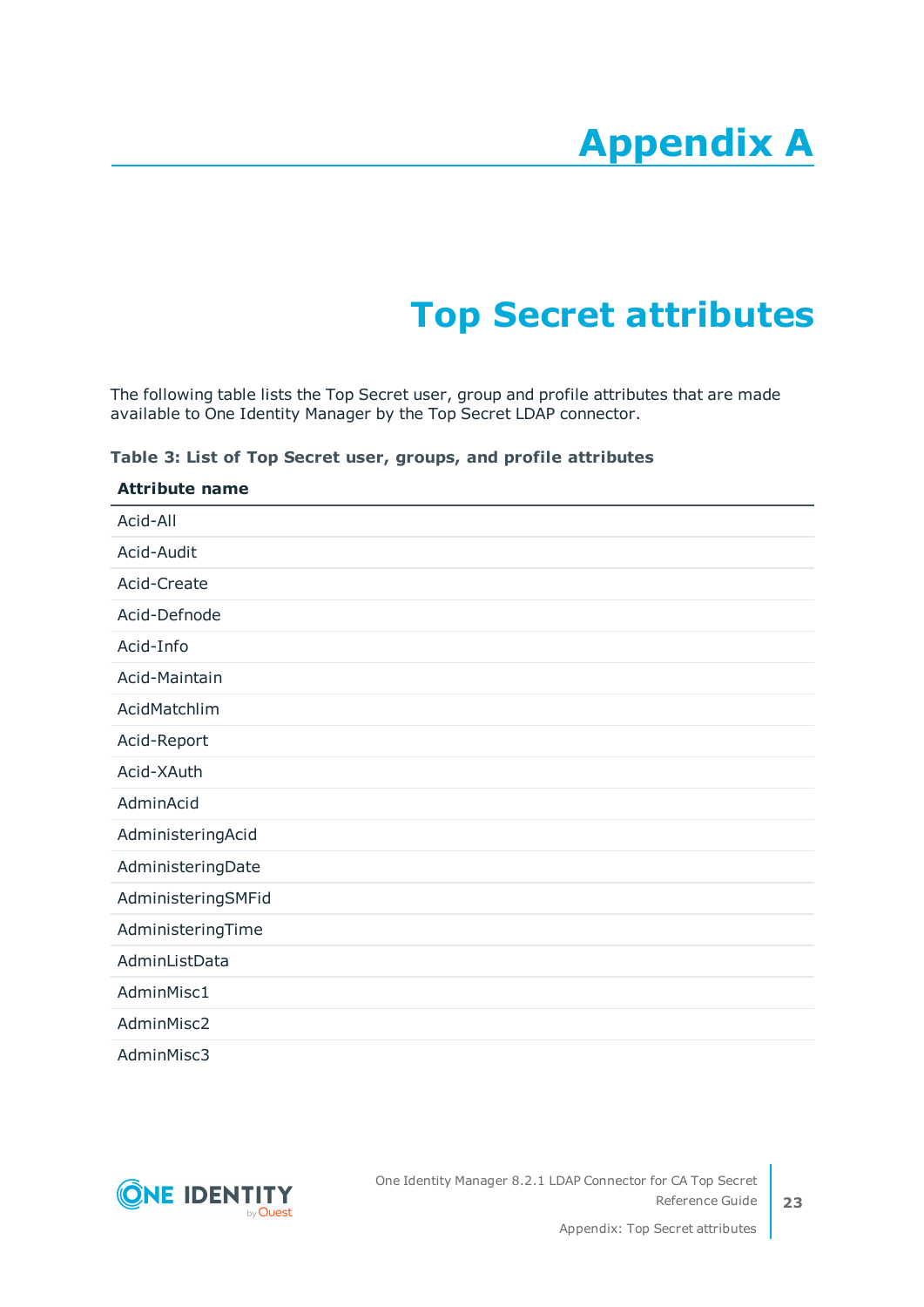# Appendix A

# Top Secret attributes

The following table lists the Top Secret user, group and profile attributes that are made available to One Identity Manager by the Top Secret LDAP connector.

**Table 3: List of Top Secret user, groups, and profile attributes**

| Attribute name |
|---|
| Acid-All |
| Acid-Audit |
| Acid-Create |
| Acid-Defnode |
| Acid-Info |
| Acid-Maintain |
| AcidMatchlim |
| Acid-Report |
| Acid-XAuth |
| AdminAcid |
| AdministeringAcid |
| AdministeringDate |
| AdministeringSMFid |
| AdministeringTime |
| AdminListData |
| AdminMisc1 |
| AdminMisc2 |
| AdminMisc3 |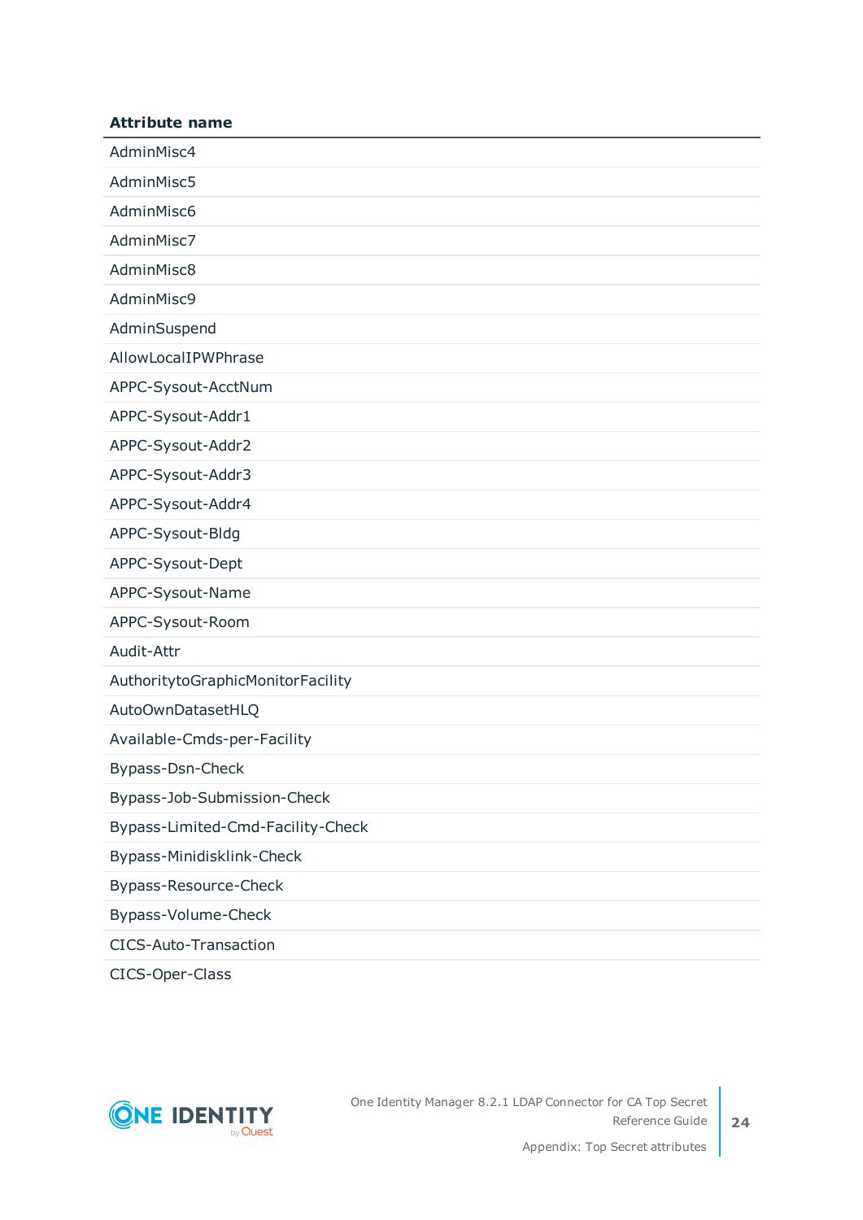| Attribute name |
| --- |
| AdminMisc4 |
| AdminMisc5 |
| AdminMisc6 |
| AdminMisc7 |
| AdminMisc8 |
| AdminMisc9 |
| AdminSuspend |
| AllowLocalIPWPhrase |
| APPC-Sysout-AcctNum |
| APPC-Sysout-Addr1 |
| APPC-Sysout-Addr2 |
| APPC-Sysout-Addr3 |
| APPC-Sysout-Addr4 |
| APPC-Sysout-Bldg |
| APPC-Sysout-Dept |
| APPC-Sysout-Name |
| APPC-Sysout-Room |
| Audit-Attr |
| AuthoritytoGraphicMonitorFacility |
| AutoOwnDatasetHLQ |
| Available-Cmds-per-Facility |
| Bypass-Dsn-Check |
| Bypass-Job-Submission-Check |
| Bypass-Limited-Cmd-Facility-Check |
| Bypass-Minidisklink-Check |
| Bypass-Resource-Check |
| Bypass-Volume-Check |
| CICS-Auto-Transaction |
| CICS-Oper-Class |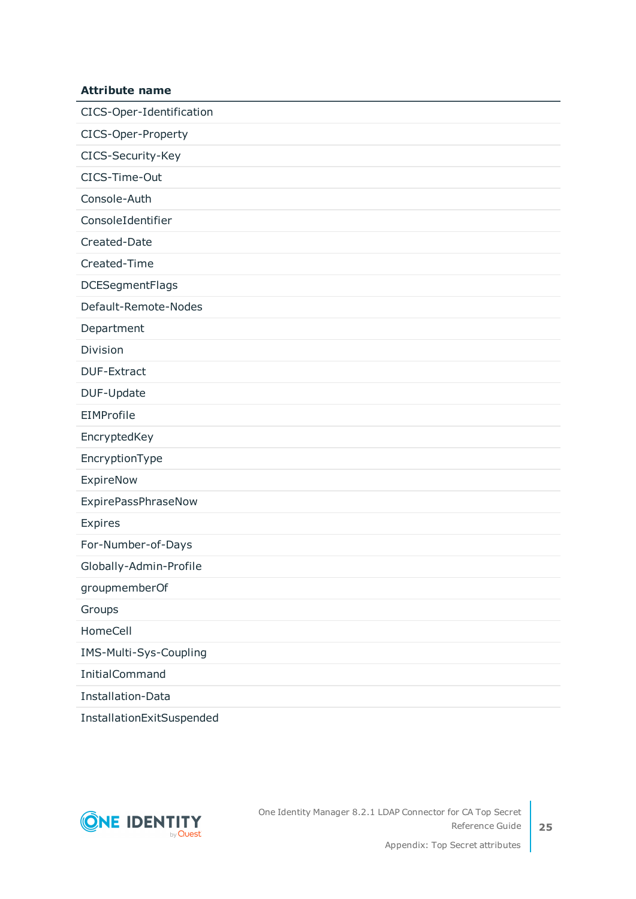| Attribute name |
| --- |
| CICS-Oper-Identification |
| CICS-Oper-Property |
| CICS-Security-Key |
| CICS-Time-Out |
| Console-Auth |
| ConsoleIdentifier |
| Created-Date |
| Created-Time |
| DCESegmentFlags |
| Default-Remote-Nodes |
| Department |
| Division |
| DUF-Extract |
| DUF-Update |
| EIMProfile |
| EncryptedKey |
| EncryptionType |
| ExpireNow |
| ExpirePassPhraseNow |
| Expires |
| For-Number-of-Days |
| Globally-Admin-Profile |
| groupmemberOf |
| Groups |
| HomeCell |
| IMS-Multi-Sys-Coupling |
| InitialCommand |
| Installation-Data |
| InstallationExitSuspended |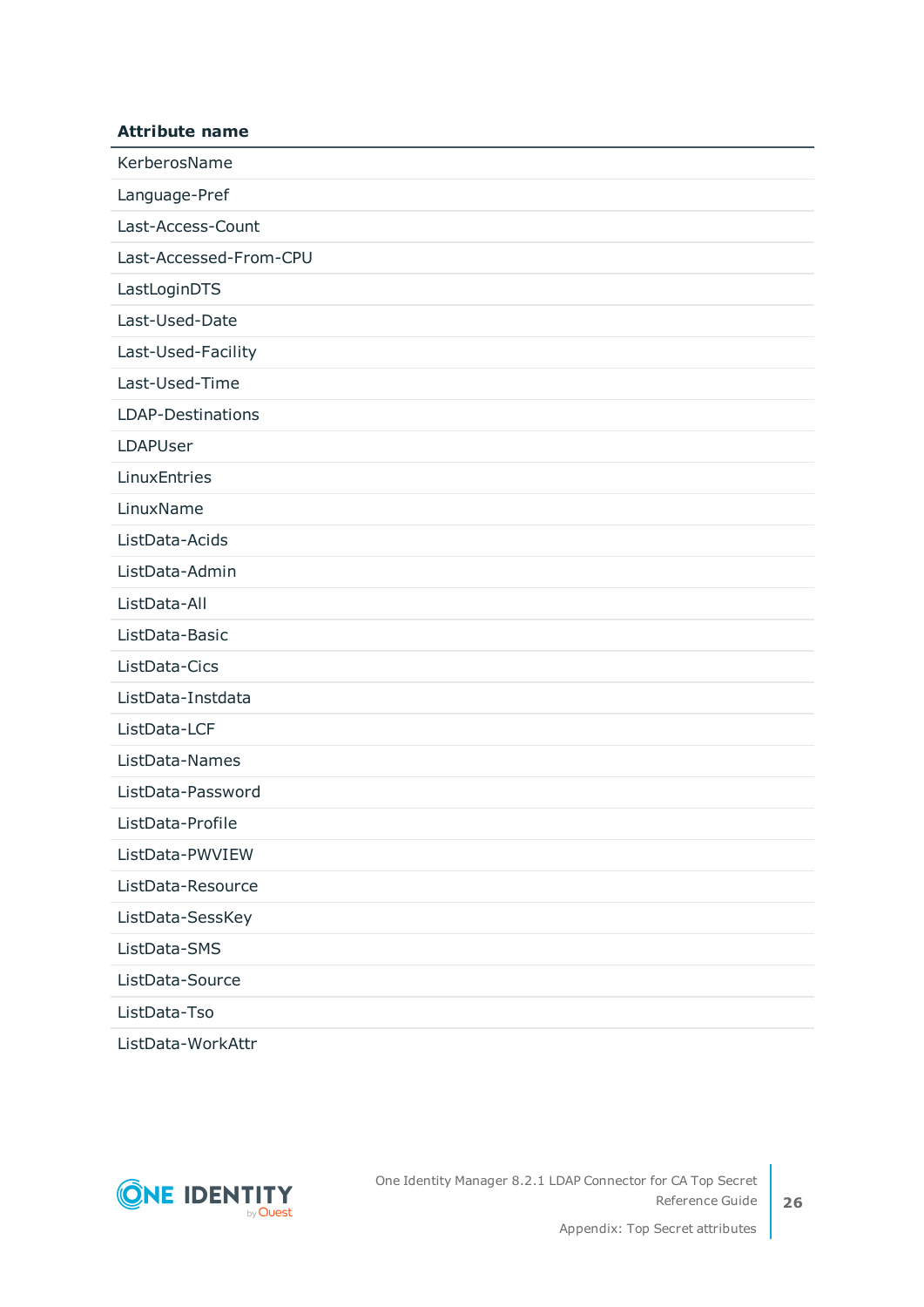| Attribute name |
| --- |
| KerberosName |
| Language-Pref |
| Last-Access-Count |
| Last-Accessed-From-CPU |
| LastLoginDTS |
| Last-Used-Date |
| Last-Used-Facility |
| Last-Used-Time |
| LDAP-Destinations |
| LDAPUser |
| LinuxEntries |
| LinuxName |
| ListData-Acids |
| ListData-Admin |
| ListData-All |
| ListData-Basic |
| ListData-Cics |
| ListData-Instdata |
| ListData-LCF |
| ListData-Names |
| ListData-Password |
| ListData-Profile |
| ListData-PWVIEW |
| ListData-Resource |
| ListData-SessKey |
| ListData-SMS |
| ListData-Source |
| ListData-Tso |
| ListData-WorkAttr |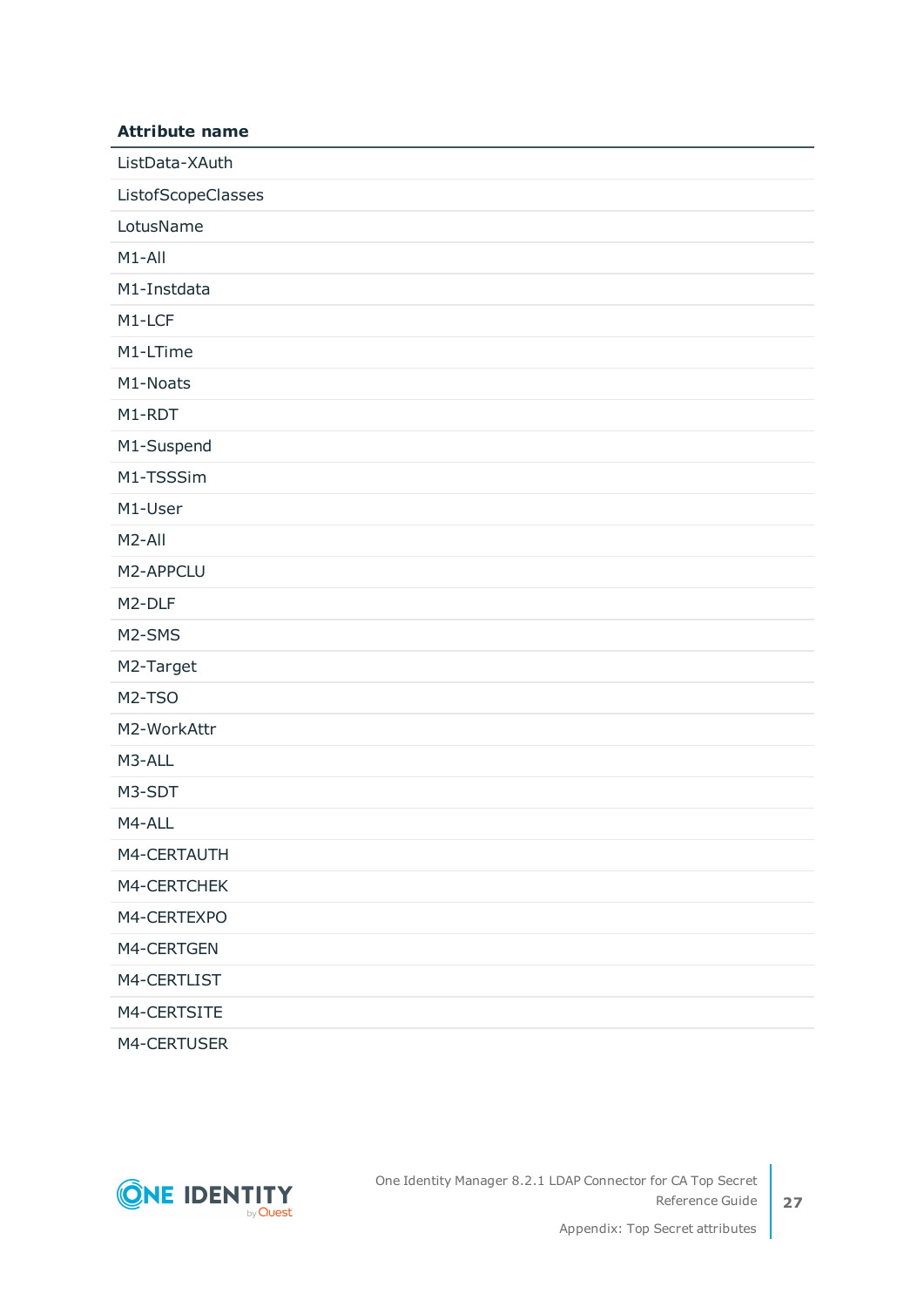| Attribute name |
| --- |
| ListData-XAuth |
| ListofScopeClasses |
| LotusName |
| M1-All |
| M1-Instdata |
| M1-LCF |
| M1-LTime |
| M1-Noats |
| M1-RDT |
| M1-Suspend |
| M1-TSSSim |
| M1-User |
| M2-All |
| M2-APPCLU |
| M2-DLF |
| M2-SMS |
| M2-Target |
| M2-TSO |
| M2-WorkAttr |
| M3-ALL |
| M3-SDT |
| M4-ALL |
| M4-CERTAUTH |
| M4-CERTCHEK |
| M4-CERTEXPO |
| M4-CERTGEN |
| M4-CERTLIST |
| M4-CERTSITE |
| M4-CERTUSER |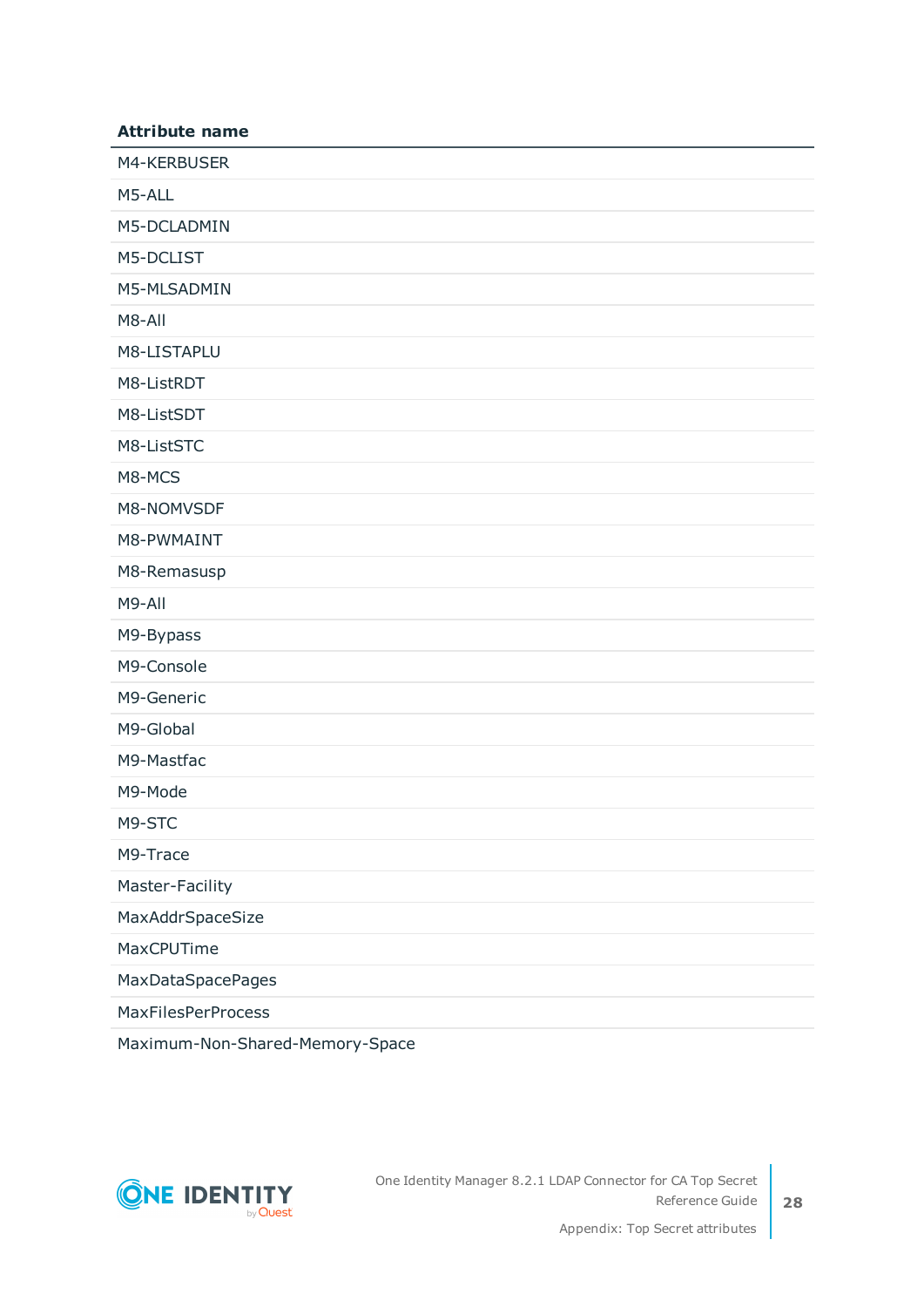| Attribute name |
| --- |
| M4-KERBUSER |
| M5-ALL |
| M5-DCLADMIN |
| M5-DCLIST |
| M5-MLSADMIN |
| M8-All |
| M8-LISTAPLU |
| M8-ListRDT |
| M8-ListSDT |
| M8-ListSTC |
| M8-MCS |
| M8-NOMVSDF |
| M8-PWMAINT |
| M8-Remasusp |
| M9-All |
| M9-Bypass |
| M9-Console |
| M9-Generic |
| M9-Global |
| M9-Mastfac |
| M9-Mode |
| M9-STC |
| M9-Trace |
| Master-Facility |
| MaxAddrSpaceSize |
| MaxCPUTime |
| MaxDataSpacePages |
| MaxFilesPerProcess |
| Maximum-Non-Shared-Memory-Space |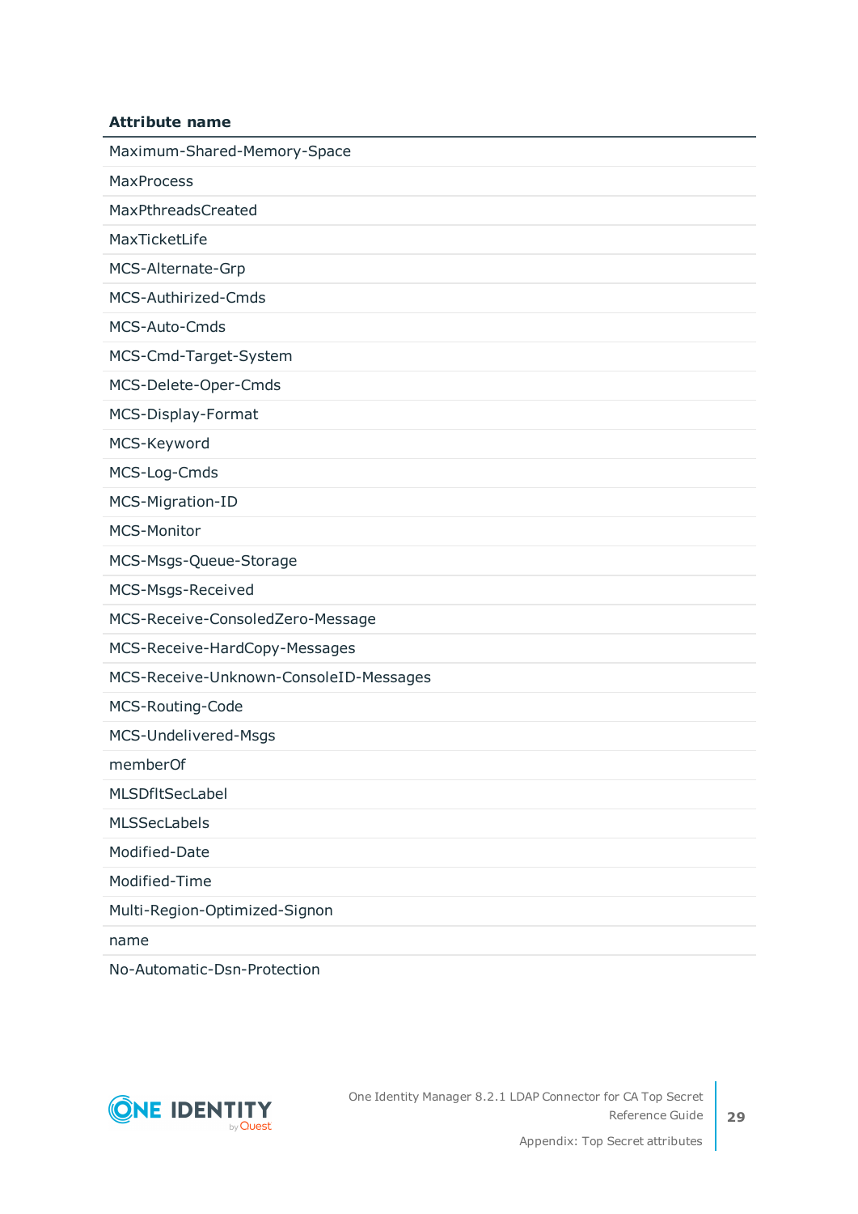| Attribute name |
| --- |
| Maximum-Shared-Memory-Space |
| MaxProcess |
| MaxPthreadsCreated |
| MaxTicketLife |
| MCS-Alternate-Grp |
| MCS-Authirized-Cmds |
| MCS-Auto-Cmds |
| MCS-Cmd-Target-System |
| MCS-Delete-Oper-Cmds |
| MCS-Display-Format |
| MCS-Keyword |
| MCS-Log-Cmds |
| MCS-Migration-ID |
| MCS-Monitor |
| MCS-Msgs-Queue-Storage |
| MCS-Msgs-Received |
| MCS-Receive-ConsoledZero-Message |
| MCS-Receive-HardCopy-Messages |
| MCS-Receive-Unknown-ConsoleID-Messages |
| MCS-Routing-Code |
| MCS-Undelivered-Msgs |
| memberOf |
| MLSDfltSecLabel |
| MLSSecLabels |
| Modified-Date |
| Modified-Time |
| Multi-Region-Optimized-Signon |
| name |
| No-Automatic-Dsn-Protection |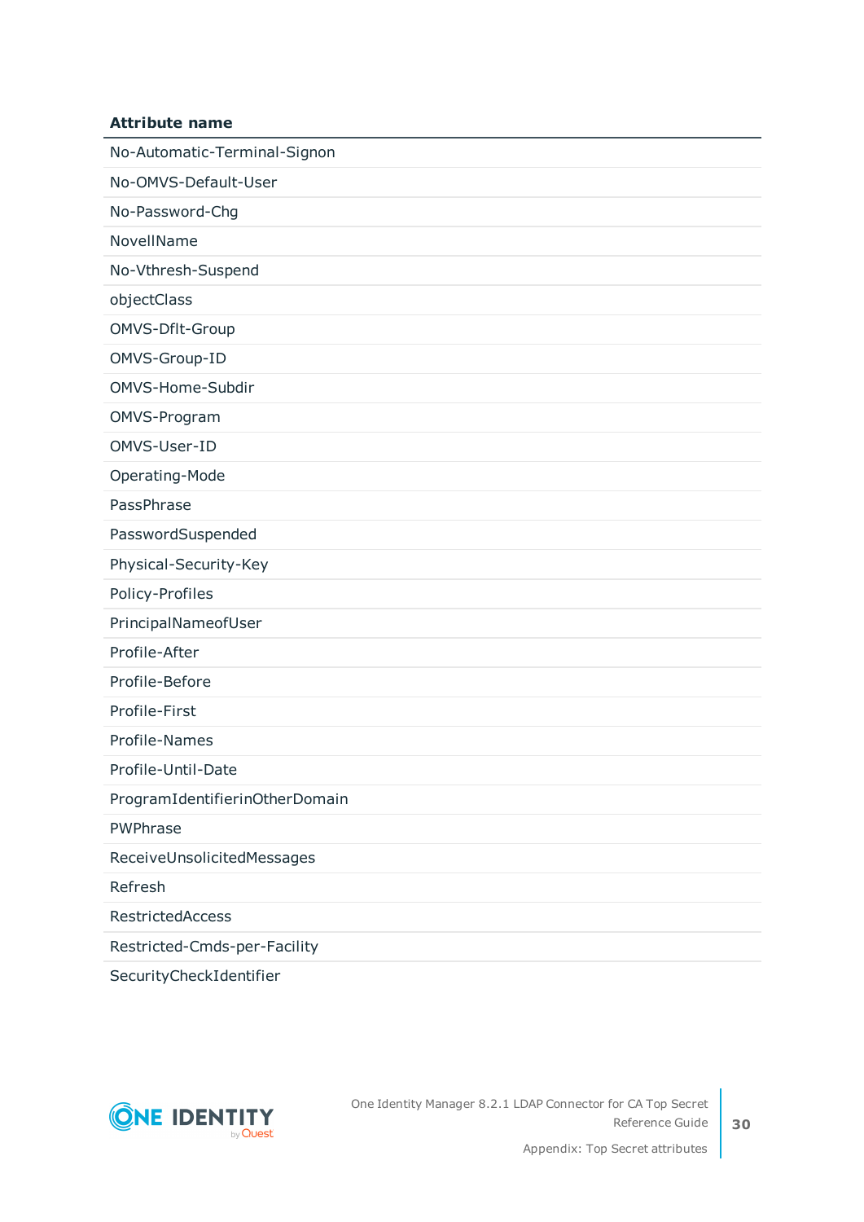| Attribute name |
| --- |
| No-Automatic-Terminal-Signon |
| No-OMVS-Default-User |
| No-Password-Chg |
| NovellName |
| No-Vthresh-Suspend |
| objectClass |
| OMVS-Dflt-Group |
| OMVS-Group-ID |
| OMVS-Home-Subdir |
| OMVS-Program |
| OMVS-User-ID |
| Operating-Mode |
| PassPhrase |
| PasswordSuspended |
| Physical-Security-Key |
| Policy-Profiles |
| PrincipalNameofUser |
| Profile-After |
| Profile-Before |
| Profile-First |
| Profile-Names |
| Profile-Until-Date |
| ProgramIdentifierinOtherDomain |
| PWPhrase |
| ReceiveUnsolicitedMessages |
| Refresh |
| RestrictedAccess |
| Restricted-Cmds-per-Facility |
| SecurityCheckIdentifier |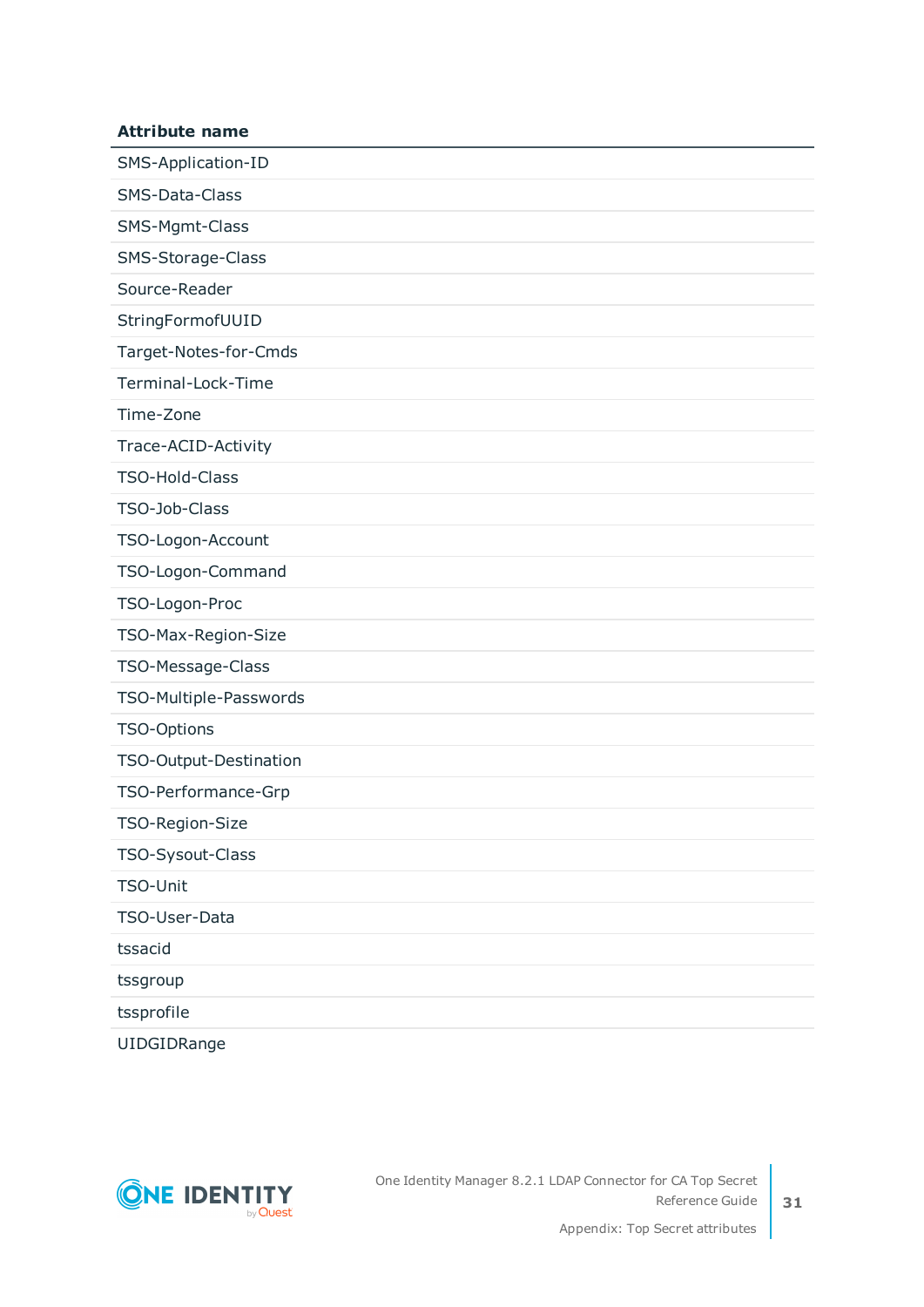| Attribute name |
| --- |
| SMS-Application-ID |
| SMS-Data-Class |
| SMS-Mgmt-Class |
| SMS-Storage-Class |
| Source-Reader |
| StringFormofUUID |
| Target-Notes-for-Cmds |
| Terminal-Lock-Time |
| Time-Zone |
| Trace-ACID-Activity |
| TSO-Hold-Class |
| TSO-Job-Class |
| TSO-Logon-Account |
| TSO-Logon-Command |
| TSO-Logon-Proc |
| TSO-Max-Region-Size |
| TSO-Message-Class |
| TSO-Multiple-Passwords |
| TSO-Options |
| TSO-Output-Destination |
| TSO-Performance-Grp |
| TSO-Region-Size |
| TSO-Sysout-Class |
| TSO-Unit |
| TSO-User-Data |
| tssacid |
| tssgroup |
| tssprofile |
| UIDGIDRange |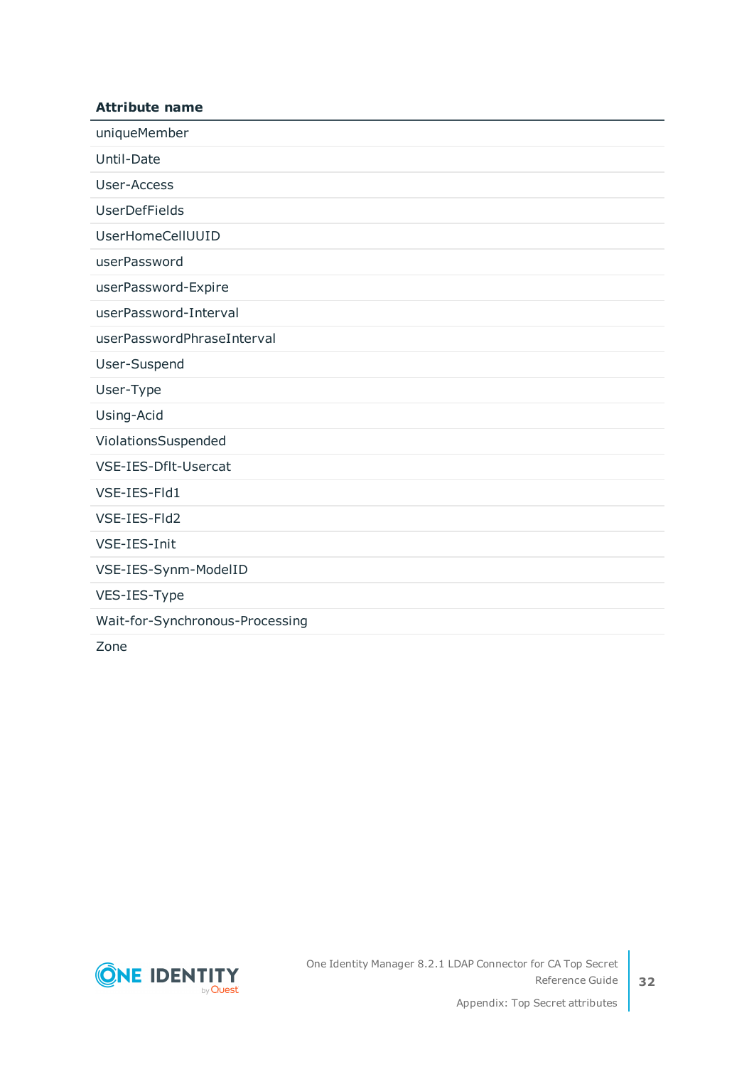| Attribute name |
| --- |
| uniqueMember |
| Until-Date |
| User-Access |
| UserDefFields |
| UserHomeCellUUID |
| userPassword |
| userPassword-Expire |
| userPassword-Interval |
| userPasswordPhraseInterval |
| User-Suspend |
| User-Type |
| Using-Acid |
| ViolationsSuspended |
| VSE-IES-Dflt-Usercat |
| VSE-IES-Fld1 |
| VSE-IES-Fld2 |
| VSE-IES-Init |
| VSE-IES-Synm-ModelID |
| VES-IES-Type |
| Wait-for-Synchronous-Processing |
| Zone |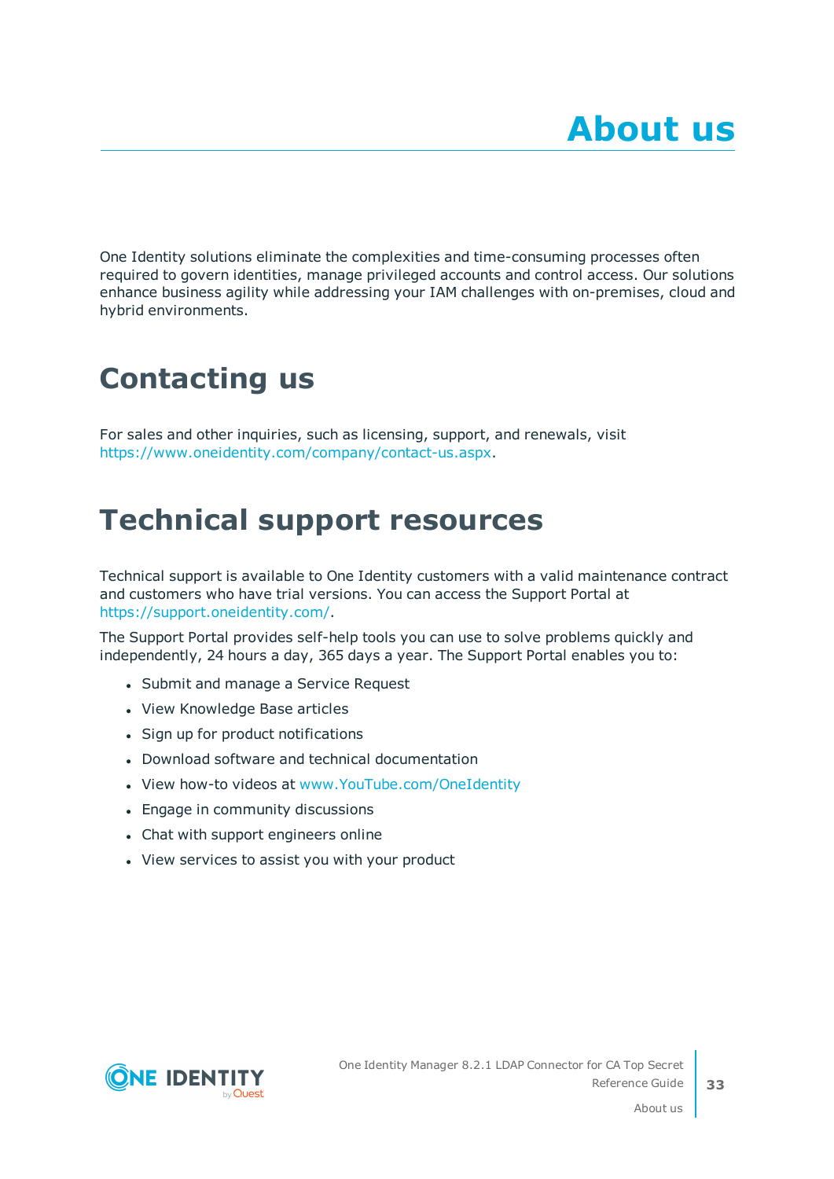# About us

One Identity solutions eliminate the complexities and time-consuming processes often required to govern identities, manage privileged accounts and control access. Our solutions enhance business agility while addressing your IAM challenges with on-premises, cloud and hybrid environments.

## Contacting us

For sales and other inquiries, such as licensing, support, and renewals, visit https://www.oneidentity.com/company/contact-us.aspx.

## Technical support resources

Technical support is available to One Identity customers with a valid maintenance contract and customers who have trial versions. You can access the Support Portal at https://support.oneidentity.com/.

The Support Portal provides self-help tools you can use to solve problems quickly and independently, 24 hours a day, 365 days a year. The Support Portal enables you to:

- Submit and manage a Service Request
- View Knowledge Base articles
- Sign up for product notifications
- Download software and technical documentation
- View how-to videos at www.YouTube.com/OneIdentity
- Engage in community discussions
- Chat with support engineers online
- View services to assist you with your product